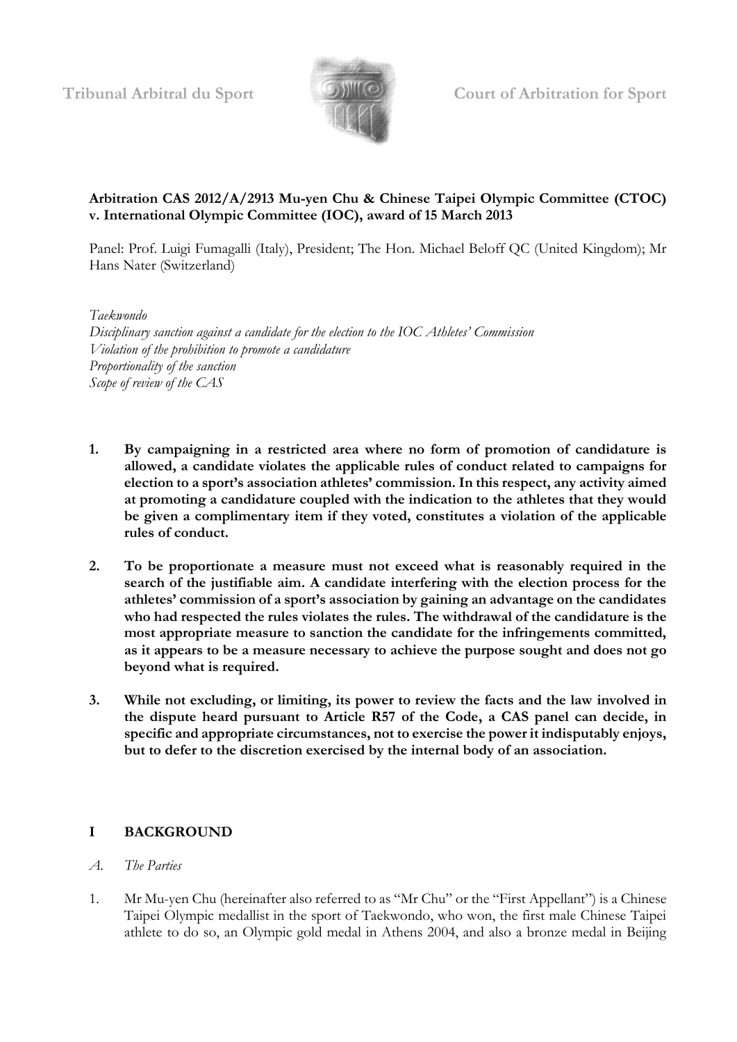Tribunal Arbitral du Sport — Court of Arbitration for Sport

**Arbitration CAS 2012/A/2913 Mu-yen Chu & Chinese Taipei Olympic Committee (CTOC) v. International Olympic Committee (IOC), award of 15 March 2013**

Panel: Prof. Luigi Fumagalli (Italy), President; The Hon. Michael Beloff QC (United Kingdom); Mr Hans Nater (Switzerland)

*Taekwondo*
*Disciplinary sanction against a candidate for the election to the IOC Athletes' Commission*
*Violation of the prohibition to promote a candidature*
*Proportionality of the sanction*
*Scope of review of the CAS*

1. **By campaigning in a restricted area where no form of promotion of candidature is allowed, a candidate violates the applicable rules of conduct related to campaigns for election to a sport's association athletes' commission. In this respect, any activity aimed at promoting a candidature coupled with the indication to the athletes that they would be given a complimentary item if they voted, constitutes a violation of the applicable rules of conduct.**

2. **To be proportionate a measure must not exceed what is reasonably required in the search of the justifiable aim. A candidate interfering with the election process for the athletes' commission of a sport's association by gaining an advantage on the candidates who had respected the rules violates the rules. The withdrawal of the candidature is the most appropriate measure to sanction the candidate for the infringements committed, as it appears to be a measure necessary to achieve the purpose sought and does not go beyond what is required.**

3. **While not excluding, or limiting, its power to review the facts and the law involved in the dispute heard pursuant to Article R57 of the Code, a CAS panel can decide, in specific and appropriate circumstances, not to exercise the power it indisputably enjoys, but to defer to the discretion exercised by the internal body of an association.**

## I BACKGROUND

### *A. The Parties*

1. Mr Mu-yen Chu (hereinafter also referred to as "Mr Chu" or the "First Appellant") is a Chinese Taipei Olympic medallist in the sport of Taekwondo, who won, the first male Chinese Taipei athlete to do so, an Olympic gold medal in Athens 2004, and also a bronze medal in Beijing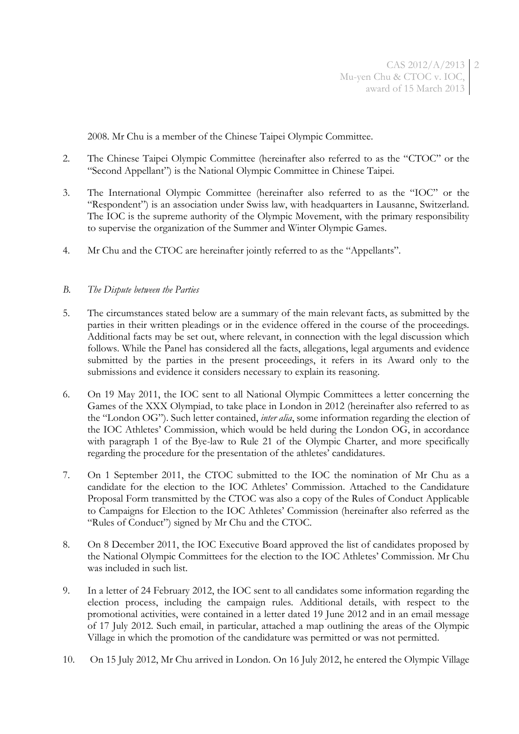2008. Mr Chu is a member of the Chinese Taipei Olympic Committee.

2. The Chinese Taipei Olympic Committee (hereinafter also referred to as the "CTOC" or the "Second Appellant") is the National Olympic Committee in Chinese Taipei.

3. The International Olympic Committee (hereinafter also referred to as the "IOC" or the "Respondent") is an association under Swiss law, with headquarters in Lausanne, Switzerland. The IOC is the supreme authority of the Olympic Movement, with the primary responsibility to supervise the organization of the Summer and Winter Olympic Games.

4. Mr Chu and the CTOC are hereinafter jointly referred to as the "Appellants".

*B. The Dispute between the Parties*

5. The circumstances stated below are a summary of the main relevant facts, as submitted by the parties in their written pleadings or in the evidence offered in the course of the proceedings. Additional facts may be set out, where relevant, in connection with the legal discussion which follows. While the Panel has considered all the facts, allegations, legal arguments and evidence submitted by the parties in the present proceedings, it refers in its Award only to the submissions and evidence it considers necessary to explain its reasoning.

6. On 19 May 2011, the IOC sent to all National Olympic Committees a letter concerning the Games of the XXX Olympiad, to take place in London in 2012 (hereinafter also referred to as the "London OG"). Such letter contained, *inter alia*, some information regarding the election of the IOC Athletes' Commission, which would be held during the London OG, in accordance with paragraph 1 of the Bye-law to Rule 21 of the Olympic Charter, and more specifically regarding the procedure for the presentation of the athletes' candidatures.

7. On 1 September 2011, the CTOC submitted to the IOC the nomination of Mr Chu as a candidate for the election to the IOC Athletes' Commission. Attached to the Candidature Proposal Form transmitted by the CTOC was also a copy of the Rules of Conduct Applicable to Campaigns for Election to the IOC Athletes' Commission (hereinafter also referred as the "Rules of Conduct") signed by Mr Chu and the CTOC.

8. On 8 December 2011, the IOC Executive Board approved the list of candidates proposed by the National Olympic Committees for the election to the IOC Athletes' Commission. Mr Chu was included in such list.

9. In a letter of 24 February 2012, the IOC sent to all candidates some information regarding the election process, including the campaign rules. Additional details, with respect to the promotional activities, were contained in a letter dated 19 June 2012 and in an email message of 17 July 2012. Such email, in particular, attached a map outlining the areas of the Olympic Village in which the promotion of the candidature was permitted or was not permitted.

10. On 15 July 2012, Mr Chu arrived in London. On 16 July 2012, he entered the Olympic Village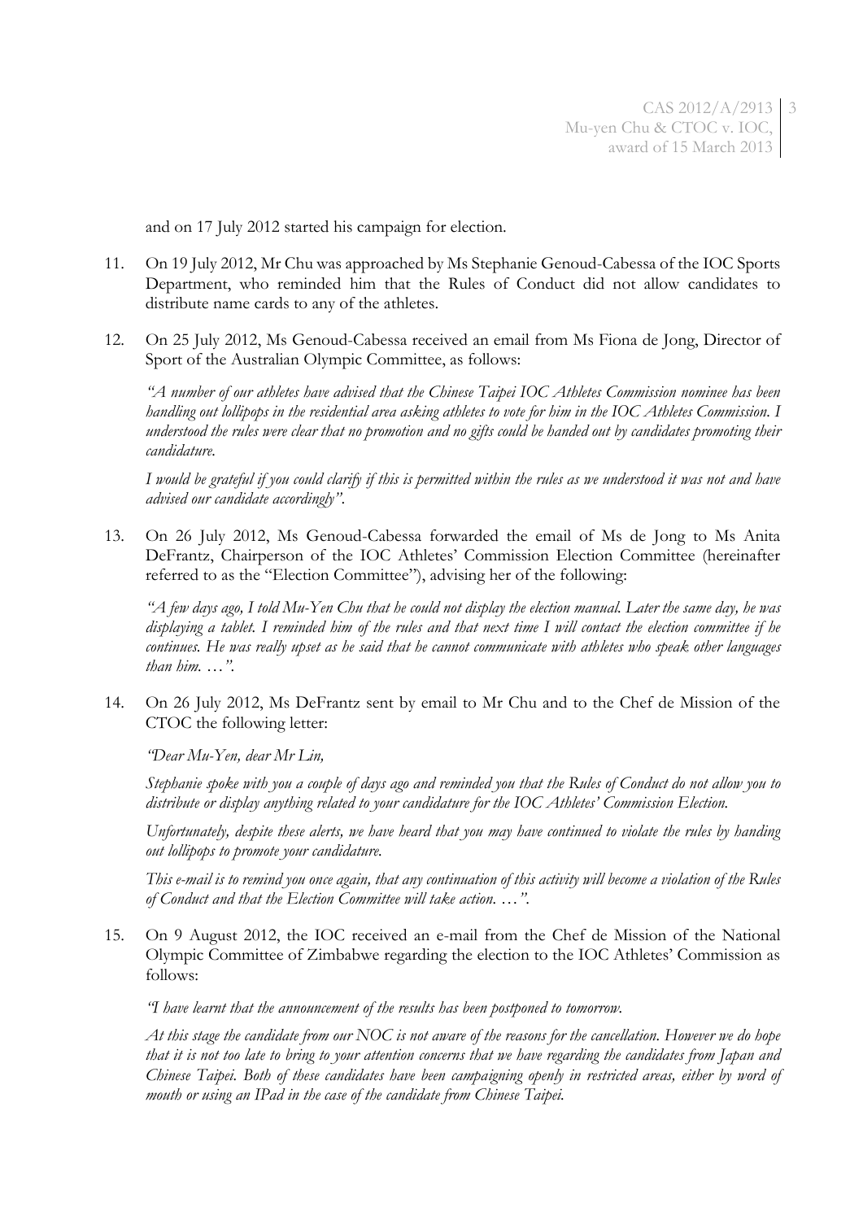and on 17 July 2012 started his campaign for election.

11. On 19 July 2012, Mr Chu was approached by Ms Stephanie Genoud-Cabessa of the IOC Sports Department, who reminded him that the Rules of Conduct did not allow candidates to distribute name cards to any of the athletes.

12. On 25 July 2012, Ms Genoud-Cabessa received an email from Ms Fiona de Jong, Director of Sport of the Australian Olympic Committee, as follows:

    *"A number of our athletes have advised that the Chinese Taipei IOC Athletes Commission nominee has been handling out lollipops in the residential area asking athletes to vote for him in the IOC Athletes Commission. I understood the rules were clear that no promotion and no gifts could be handed out by candidates promoting their candidature.*

    *I would be grateful if you could clarify if this is permitted within the rules as we understood it was not and have advised our candidate accordingly".*

13. On 26 July 2012, Ms Genoud-Cabessa forwarded the email of Ms de Jong to Ms Anita DeFrantz, Chairperson of the IOC Athletes' Commission Election Committee (hereinafter referred to as the "Election Committee"), advising her of the following:

    *"A few days ago, I told Mu-Yen Chu that he could not display the election manual. Later the same day, he was displaying a tablet. I reminded him of the rules and that next time I will contact the election committee if he continues. He was really upset as he said that he cannot communicate with athletes who speak other languages than him. …".*

14. On 26 July 2012, Ms DeFrantz sent by email to Mr Chu and to the Chef de Mission of the CTOC the following letter:

    *"Dear Mu-Yen, dear Mr Lin,*

    *Stephanie spoke with you a couple of days ago and reminded you that the Rules of Conduct do not allow you to distribute or display anything related to your candidature for the IOC Athletes' Commission Election.*

    *Unfortunately, despite these alerts, we have heard that you may have continued to violate the rules by handing out lollipops to promote your candidature.*

    *This e-mail is to remind you once again, that any continuation of this activity will become a violation of the Rules of Conduct and that the Election Committee will take action. …".*

15. On 9 August 2012, the IOC received an e-mail from the Chef de Mission of the National Olympic Committee of Zimbabwe regarding the election to the IOC Athletes' Commission as follows:

    *"I have learnt that the announcement of the results has been postponed to tomorrow.*

    *At this stage the candidate from our NOC is not aware of the reasons for the cancellation. However we do hope that it is not too late to bring to your attention concerns that we have regarding the candidates from Japan and Chinese Taipei. Both of these candidates have been campaigning openly in restricted areas, either by word of mouth or using an IPad in the case of the candidate from Chinese Taipei.*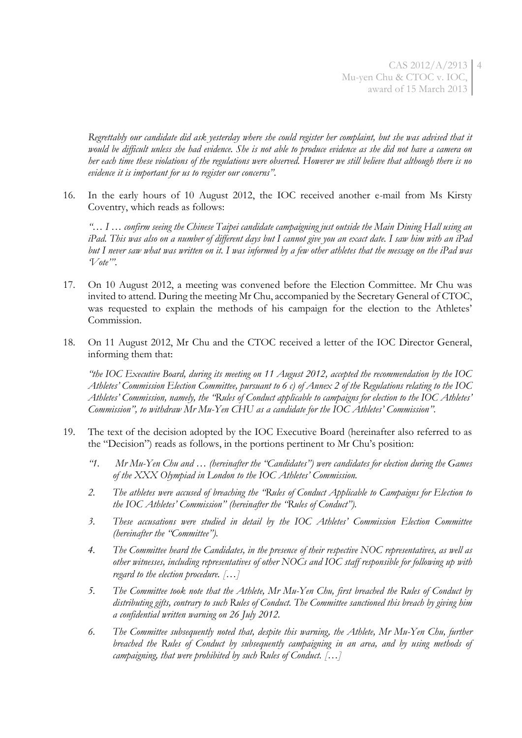*Regrettably our candidate did ask yesterday where she could register her complaint, but she was advised that it would be difficult unless she had evidence. She is not able to produce evidence as she did not have a camera on her each time these violations of the regulations were observed. However we still believe that although there is no evidence it is important for us to register our concerns".*

16. In the early hours of 10 August 2012, the IOC received another e-mail from Ms Kirsty Coventry, which reads as follows:

    *"… I … confirm seeing the Chinese Taipei candidate campaigning just outside the Main Dining Hall using an iPad. This was also on a number of different days but I cannot give you an exact date. I saw him with an iPad but I never saw what was written on it. I was informed by a few other athletes that the message on the iPad was 'Vote'".*

17. On 10 August 2012, a meeting was convened before the Election Committee. Mr Chu was invited to attend. During the meeting Mr Chu, accompanied by the Secretary General of CTOC, was requested to explain the methods of his campaign for the election to the Athletes' Commission.

18. On 11 August 2012, Mr Chu and the CTOC received a letter of the IOC Director General, informing them that:

    *"the IOC Executive Board, during its meeting on 11 August 2012, accepted the recommendation by the IOC Athletes' Commission Election Committee, pursuant to 6 c) of Annex 2 of the Regulations relating to the IOC Athletes' Commission, namely, the "Rules of Conduct applicable to campaigns for election to the IOC Athletes' Commission", to withdraw Mr Mu-Yen CHU as a candidate for the IOC Athletes' Commission".*

19. The text of the decision adopted by the IOC Executive Board (hereinafter also referred to as the "Decision") reads as follows, in the portions pertinent to Mr Chu's position:

    *"1. Mr Mu-Yen Chu and … (hereinafter the "Candidates") were candidates for election during the Games of the XXX Olympiad in London to the IOC Athletes' Commission.*

    *2. The athletes were accused of breaching the "Rules of Conduct Applicable to Campaigns for Election to the IOC Athletes' Commission" (hereinafter the "Rules of Conduct").*

    *3. These accusations were studied in detail by the IOC Athletes' Commission Election Committee (hereinafter the "Committee").*

    *4. The Committee heard the Candidates, in the presence of their respective NOC representatives, as well as other witnesses, including representatives of other NOCs and IOC staff responsible for following up with regard to the election procedure. […]*

    *5. The Committee took note that the Athlete, Mr Mu-Yen Chu, first breached the Rules of Conduct by distributing gifts, contrary to such Rules of Conduct. The Committee sanctioned this breach by giving him a confidential written warning on 26 July 2012.*

    *6. The Committee subsequently noted that, despite this warning, the Athlete, Mr Mu-Yen Chu, further breached the Rules of Conduct by subsequently campaigning in an area, and by using methods of campaigning, that were prohibited by such Rules of Conduct. […]*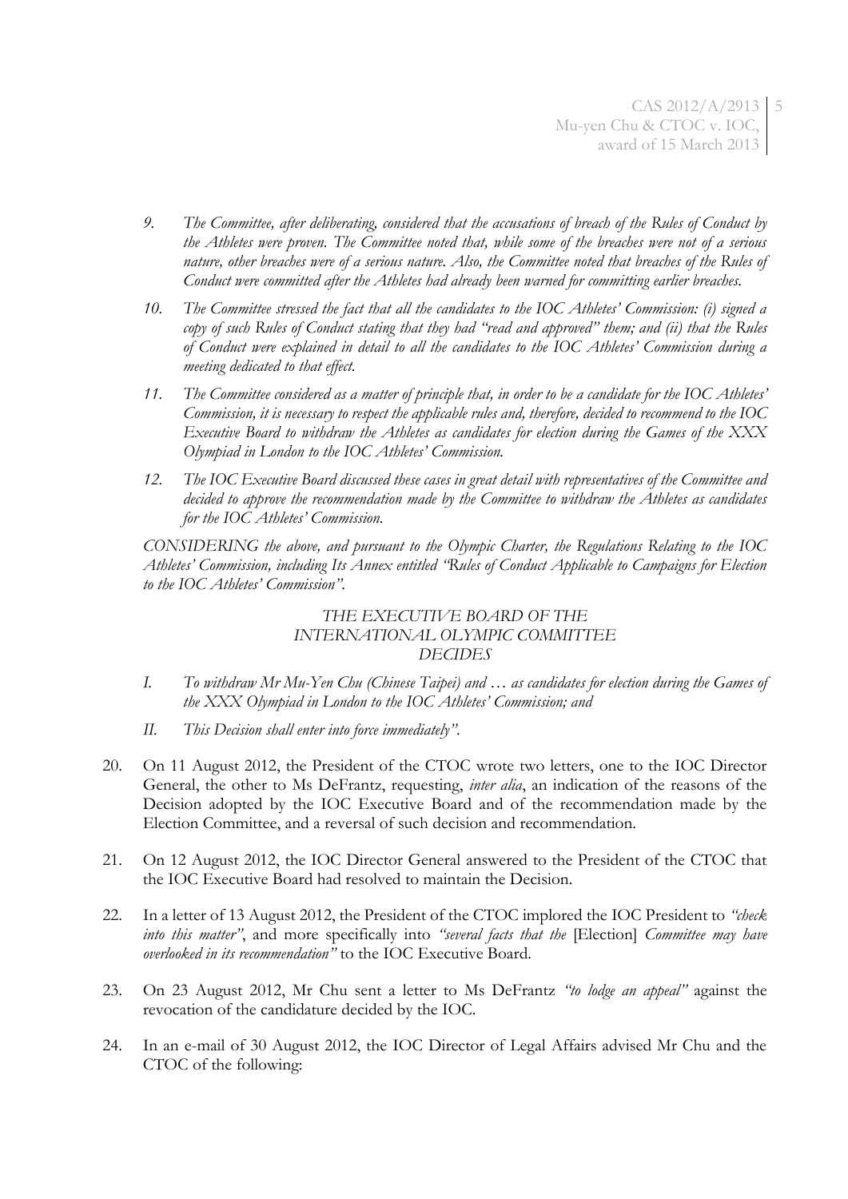> *9. The Committee, after deliberating, considered that the accusations of breach of the Rules of Conduct by the Athletes were proven. The Committee noted that, while some of the breaches were not of a serious nature, other breaches were of a serious nature. Also, the Committee noted that breaches of the Rules of Conduct were committed after the Athletes had already been warned for committing earlier breaches.*
>
> *10. The Committee stressed the fact that all the candidates to the IOC Athletes' Commission: (i) signed a copy of such Rules of Conduct stating that they had "read and approved" them; and (ii) that the Rules of Conduct were explained in detail to all the candidates to the IOC Athletes' Commission during a meeting dedicated to that effect.*
>
> *11. The Committee considered as a matter of principle that, in order to be a candidate for the IOC Athletes' Commission, it is necessary to respect the applicable rules and, therefore, decided to recommend to the IOC Executive Board to withdraw the Athletes as candidates for election during the Games of the XXX Olympiad in London to the IOC Athletes' Commission.*
>
> *12. The IOC Executive Board discussed these cases in great detail with representatives of the Committee and decided to approve the recommendation made by the Committee to withdraw the Athletes as candidates for the IOC Athletes' Commission.*
>
> *CONSIDERING the above, and pursuant to the Olympic Charter, the Regulations Relating to the IOC Athletes' Commission, including Its Annex entitled "Rules of Conduct Applicable to Campaigns for Election to the IOC Athletes' Commission".*
>
> *THE EXECUTIVE BOARD OF THE INTERNATIONAL OLYMPIC COMMITTEE DECIDES*
>
> *I. To withdraw Mr Mu-Yen Chu (Chinese Taipei) and … as candidates for election during the Games of the XXX Olympiad in London to the IOC Athletes' Commission; and*
>
> *II. This Decision shall enter into force immediately".*

20. On 11 August 2012, the President of the CTOC wrote two letters, one to the IOC Director General, the other to Ms DeFrantz, requesting, *inter alia*, an indication of the reasons of the Decision adopted by the IOC Executive Board and of the recommendation made by the Election Committee, and a reversal of such decision and recommendation.

21. On 12 August 2012, the IOC Director General answered to the President of the CTOC that the IOC Executive Board had resolved to maintain the Decision.

22. In a letter of 13 August 2012, the President of the CTOC implored the IOC President to *"check into this matter"*, and more specifically into *"several facts that the* [Election] *Committee may have overlooked in its recommendation"* to the IOC Executive Board.

23. On 23 August 2012, Mr Chu sent a letter to Ms DeFrantz *"to lodge an appeal"* against the revocation of the candidature decided by the IOC.

24. In an e-mail of 30 August 2012, the IOC Director of Legal Affairs advised Mr Chu and the CTOC of the following: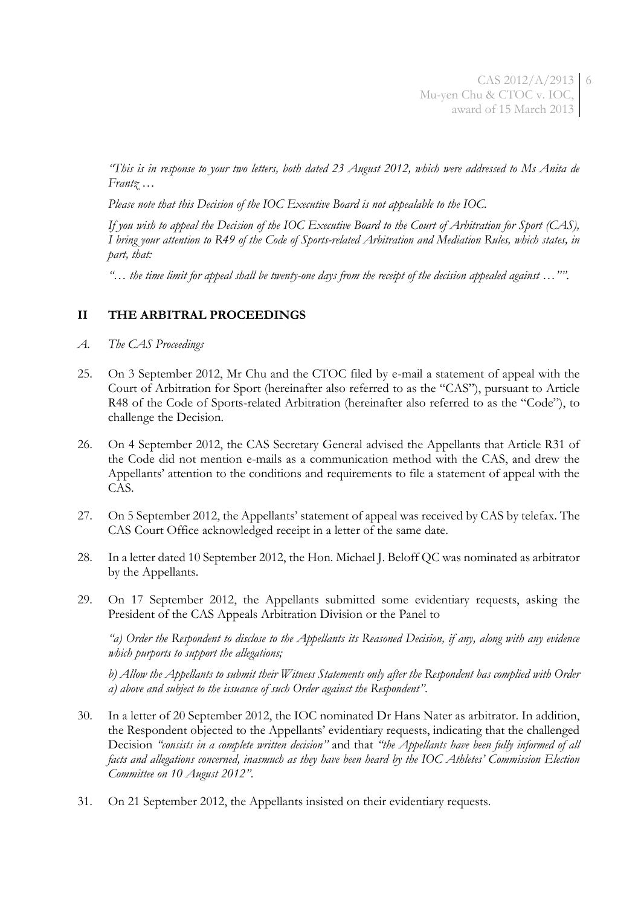*"This is in response to your two letters, both dated 23 August 2012, which were addressed to Ms Anita de Frantz …*

*Please note that this Decision of the IOC Executive Board is not appealable to the IOC.*

*If you wish to appeal the Decision of the IOC Executive Board to the Court of Arbitration for Sport (CAS), I bring your attention to R49 of the Code of Sports-related Arbitration and Mediation Rules, which states, in part, that:*

*"… the time limit for appeal shall be twenty-one days from the receipt of the decision appealed against …""*.

## II THE ARBITRAL PROCEEDINGS

### *A. The CAS Proceedings*

25. On 3 September 2012, Mr Chu and the CTOC filed by e-mail a statement of appeal with the Court of Arbitration for Sport (hereinafter also referred to as the "CAS"), pursuant to Article R48 of the Code of Sports-related Arbitration (hereinafter also referred to as the "Code"), to challenge the Decision.

26. On 4 September 2012, the CAS Secretary General advised the Appellants that Article R31 of the Code did not mention e-mails as a communication method with the CAS, and drew the Appellants' attention to the conditions and requirements to file a statement of appeal with the CAS.

27. On 5 September 2012, the Appellants' statement of appeal was received by CAS by telefax. The CAS Court Office acknowledged receipt in a letter of the same date.

28. In a letter dated 10 September 2012, the Hon. Michael J. Beloff QC was nominated as arbitrator by the Appellants.

29. On 17 September 2012, the Appellants submitted some evidentiary requests, asking the President of the CAS Appeals Arbitration Division or the Panel to

    *"a) Order the Respondent to disclose to the Appellants its Reasoned Decision, if any, along with any evidence which purports to support the allegations;*

    *b) Allow the Appellants to submit their Witness Statements only after the Respondent has complied with Order a) above and subject to the issuance of such Order against the Respondent"*.

30. In a letter of 20 September 2012, the IOC nominated Dr Hans Nater as arbitrator. In addition, the Respondent objected to the Appellants' evidentiary requests, indicating that the challenged Decision *"consists in a complete written decision"* and that *"the Appellants have been fully informed of all facts and allegations concerned, inasmuch as they have been heard by the IOC Athletes' Commission Election Committee on 10 August 2012"*.

31. On 21 September 2012, the Appellants insisted on their evidentiary requests.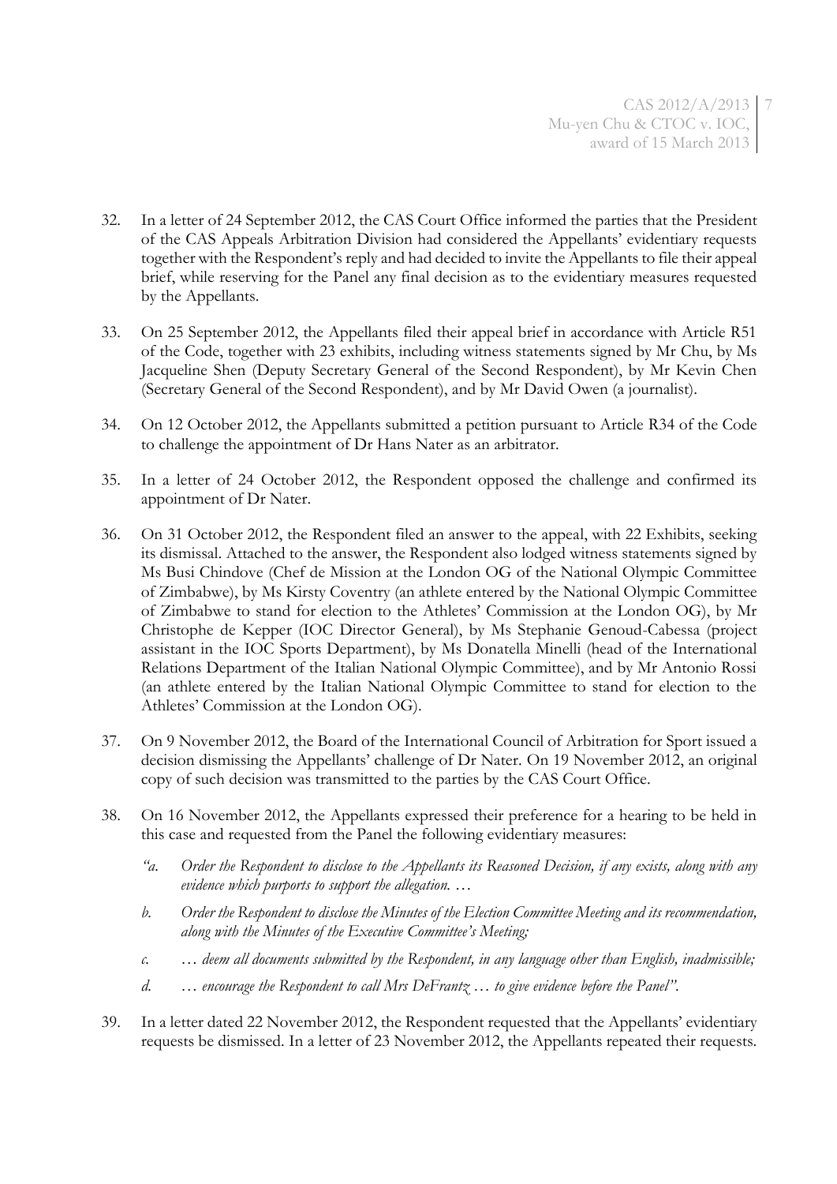32. In a letter of 24 September 2012, the CAS Court Office informed the parties that the President of the CAS Appeals Arbitration Division had considered the Appellants' evidentiary requests together with the Respondent's reply and had decided to invite the Appellants to file their appeal brief, while reserving for the Panel any final decision as to the evidentiary measures requested by the Appellants.

33. On 25 September 2012, the Appellants filed their appeal brief in accordance with Article R51 of the Code, together with 23 exhibits, including witness statements signed by Mr Chu, by Ms Jacqueline Shen (Deputy Secretary General of the Second Respondent), by Mr Kevin Chen (Secretary General of the Second Respondent), and by Mr David Owen (a journalist).

34. On 12 October 2012, the Appellants submitted a petition pursuant to Article R34 of the Code to challenge the appointment of Dr Hans Nater as an arbitrator.

35. In a letter of 24 October 2012, the Respondent opposed the challenge and confirmed its appointment of Dr Nater.

36. On 31 October 2012, the Respondent filed an answer to the appeal, with 22 Exhibits, seeking its dismissal. Attached to the answer, the Respondent also lodged witness statements signed by Ms Busi Chindove (Chef de Mission at the London OG of the National Olympic Committee of Zimbabwe), by Ms Kirsty Coventry (an athlete entered by the National Olympic Committee of Zimbabwe to stand for election to the Athletes' Commission at the London OG), by Mr Christophe de Kepper (IOC Director General), by Ms Stephanie Genoud-Cabessa (project assistant in the IOC Sports Department), by Ms Donatella Minelli (head of the International Relations Department of the Italian National Olympic Committee), and by Mr Antonio Rossi (an athlete entered by the Italian National Olympic Committee to stand for election to the Athletes' Commission at the London OG).

37. On 9 November 2012, the Board of the International Council of Arbitration for Sport issued a decision dismissing the Appellants' challenge of Dr Nater. On 19 November 2012, an original copy of such decision was transmitted to the parties by the CAS Court Office.

38. On 16 November 2012, the Appellants expressed their preference for a hearing to be held in this case and requested from the Panel the following evidentiary measures:

    *"a. Order the Respondent to disclose to the Appellants its Reasoned Decision, if any exists, along with any evidence which purports to support the allegation. …*

    *b. Order the Respondent to disclose the Minutes of the Election Committee Meeting and its recommendation, along with the Minutes of the Executive Committee's Meeting;*

    *c. … deem all documents submitted by the Respondent, in any language other than English, inadmissible;*

    *d. … encourage the Respondent to call Mrs DeFrantz … to give evidence before the Panel".*

39. In a letter dated 22 November 2012, the Respondent requested that the Appellants' evidentiary requests be dismissed. In a letter of 23 November 2012, the Appellants repeated their requests.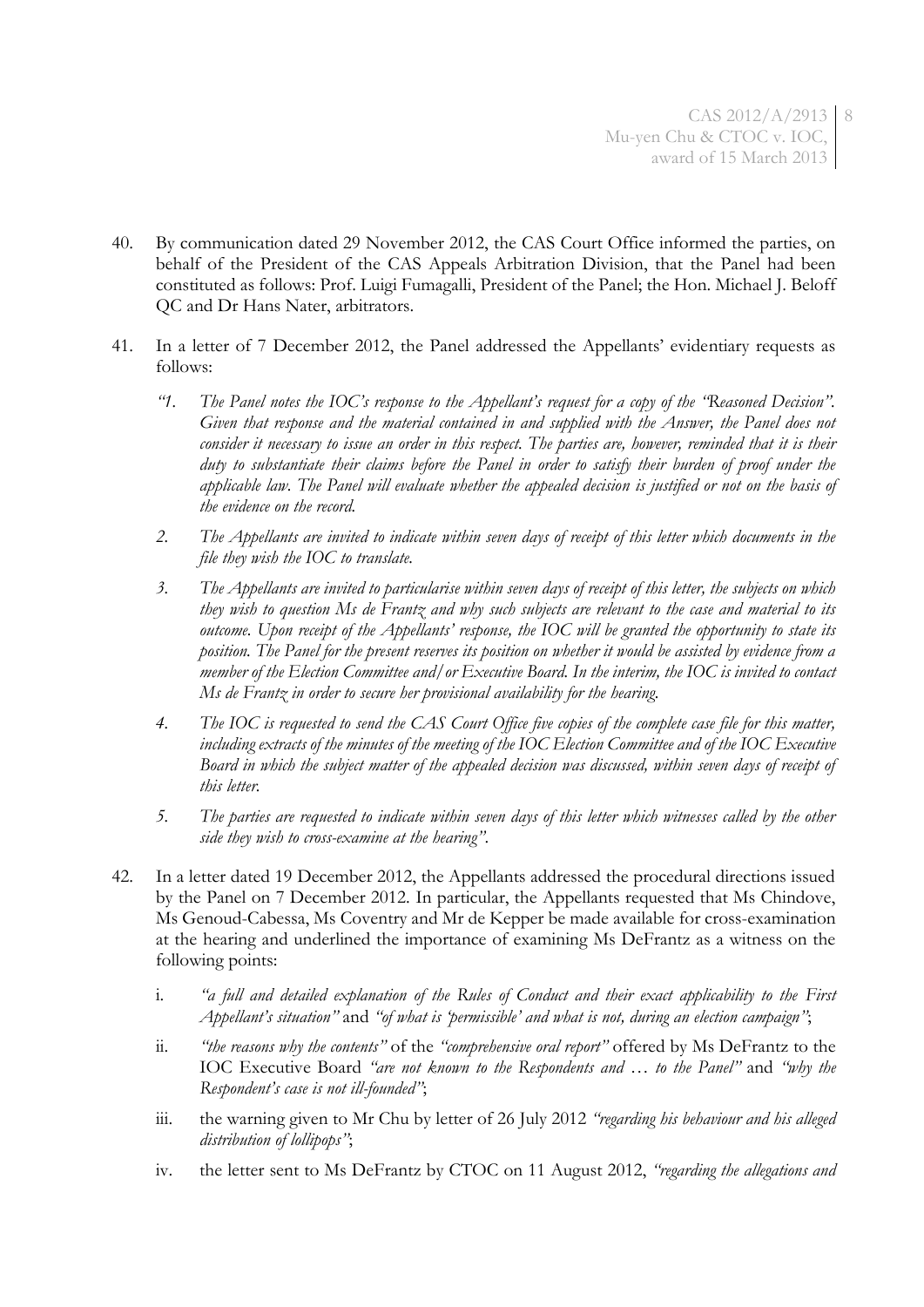40. By communication dated 29 November 2012, the CAS Court Office informed the parties, on behalf of the President of the CAS Appeals Arbitration Division, that the Panel had been constituted as follows: Prof. Luigi Fumagalli, President of the Panel; the Hon. Michael J. Beloff QC and Dr Hans Nater, arbitrators.

41. In a letter of 7 December 2012, the Panel addressed the Appellants' evidentiary requests as follows:

   *"1. The Panel notes the IOC's response to the Appellant's request for a copy of the "Reasoned Decision". Given that response and the material contained in and supplied with the Answer, the Panel does not consider it necessary to issue an order in this respect. The parties are, however, reminded that it is their duty to substantiate their claims before the Panel in order to satisfy their burden of proof under the applicable law. The Panel will evaluate whether the appealed decision is justified or not on the basis of the evidence on the record.*

   *2. The Appellants are invited to indicate within seven days of receipt of this letter which documents in the file they wish the IOC to translate.*

   *3. The Appellants are invited to particularise within seven days of receipt of this letter, the subjects on which they wish to question Ms de Frantz and why such subjects are relevant to the case and material to its outcome. Upon receipt of the Appellants' response, the IOC will be granted the opportunity to state its position. The Panel for the present reserves its position on whether it would be assisted by evidence from a member of the Election Committee and/or Executive Board. In the interim, the IOC is invited to contact Ms de Frantz in order to secure her provisional availability for the hearing.*

   *4. The IOC is requested to send the CAS Court Office five copies of the complete case file for this matter, including extracts of the minutes of the meeting of the IOC Election Committee and of the IOC Executive Board in which the subject matter of the appealed decision was discussed, within seven days of receipt of this letter.*

   *5. The parties are requested to indicate within seven days of this letter which witnesses called by the other side they wish to cross-examine at the hearing".*

42. In a letter dated 19 December 2012, the Appellants addressed the procedural directions issued by the Panel on 7 December 2012. In particular, the Appellants requested that Ms Chindove, Ms Genoud-Cabessa, Ms Coventry and Mr de Kepper be made available for cross-examination at the hearing and underlined the importance of examining Ms DeFrantz as a witness on the following points:

   i. *"a full and detailed explanation of the Rules of Conduct and their exact applicability to the First Appellant's situation"* and *"of what is 'permissible' and what is not, during an election campaign"*;

   ii. *"the reasons why the contents"* of the *"comprehensive oral report"* offered by Ms DeFrantz to the IOC Executive Board *"are not known to the Respondents and … to the Panel"* and *"why the Respondent's case is not ill-founded"*;

   iii. the warning given to Mr Chu by letter of 26 July 2012 *"regarding his behaviour and his alleged distribution of lollipops"*;

   iv. the letter sent to Ms DeFrantz by CTOC on 11 August 2012, *"regarding the allegations and*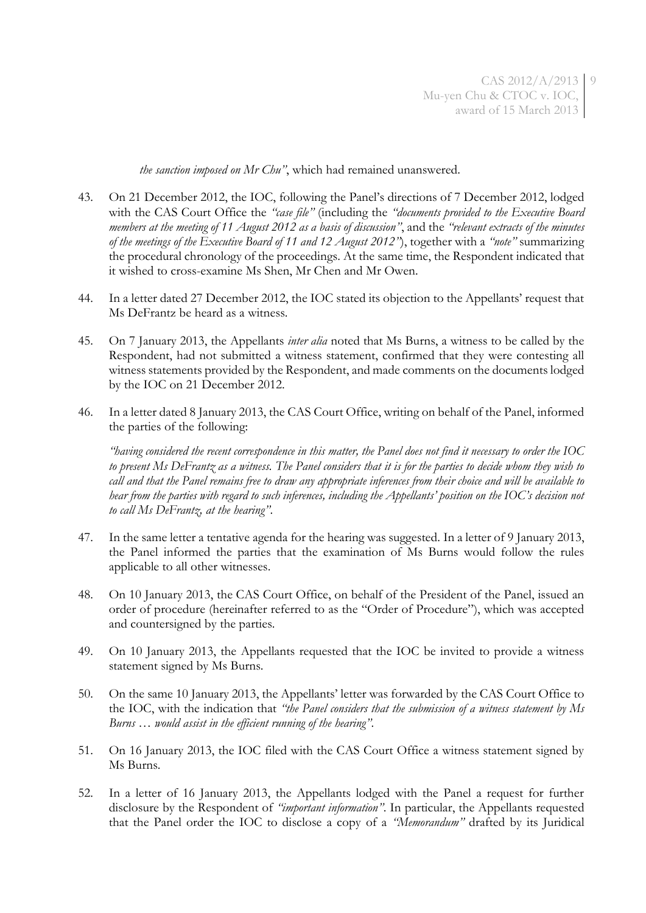*the sanction imposed on Mr Chu"*, which had remained unanswered.

43. On 21 December 2012, the IOC, following the Panel's directions of 7 December 2012, lodged with the CAS Court Office the *"case file"* (including the *"documents provided to the Executive Board members at the meeting of 11 August 2012 as a basis of discussion"*, and the *"relevant extracts of the minutes of the meetings of the Executive Board of 11 and 12 August 2012"*), together with a *"note"* summarizing the procedural chronology of the proceedings. At the same time, the Respondent indicated that it wished to cross-examine Ms Shen, Mr Chen and Mr Owen.

44. In a letter dated 27 December 2012, the IOC stated its objection to the Appellants' request that Ms DeFrantz be heard as a witness.

45. On 7 January 2013, the Appellants *inter alia* noted that Ms Burns, a witness to be called by the Respondent, had not submitted a witness statement, confirmed that they were contesting all witness statements provided by the Respondent, and made comments on the documents lodged by the IOC on 21 December 2012.

46. In a letter dated 8 January 2013, the CAS Court Office, writing on behalf of the Panel, informed the parties of the following:

    *"having considered the recent correspondence in this matter, the Panel does not find it necessary to order the IOC to present Ms DeFrantz as a witness. The Panel considers that it is for the parties to decide whom they wish to call and that the Panel remains free to draw any appropriate inferences from their choice and will be available to hear from the parties with regard to such inferences, including the Appellants' position on the IOC's decision not to call Ms DeFrantz, at the hearing"*.

47. In the same letter a tentative agenda for the hearing was suggested. In a letter of 9 January 2013, the Panel informed the parties that the examination of Ms Burns would follow the rules applicable to all other witnesses.

48. On 10 January 2013, the CAS Court Office, on behalf of the President of the Panel, issued an order of procedure (hereinafter referred to as the "Order of Procedure"), which was accepted and countersigned by the parties.

49. On 10 January 2013, the Appellants requested that the IOC be invited to provide a witness statement signed by Ms Burns.

50. On the same 10 January 2013, the Appellants' letter was forwarded by the CAS Court Office to the IOC, with the indication that *"the Panel considers that the submission of a witness statement by Ms Burns … would assist in the efficient running of the hearing"*.

51. On 16 January 2013, the IOC filed with the CAS Court Office a witness statement signed by Ms Burns.

52. In a letter of 16 January 2013, the Appellants lodged with the Panel a request for further disclosure by the Respondent of *"important information"*. In particular, the Appellants requested that the Panel order the IOC to disclose a copy of a *"Memorandum"* drafted by its Juridical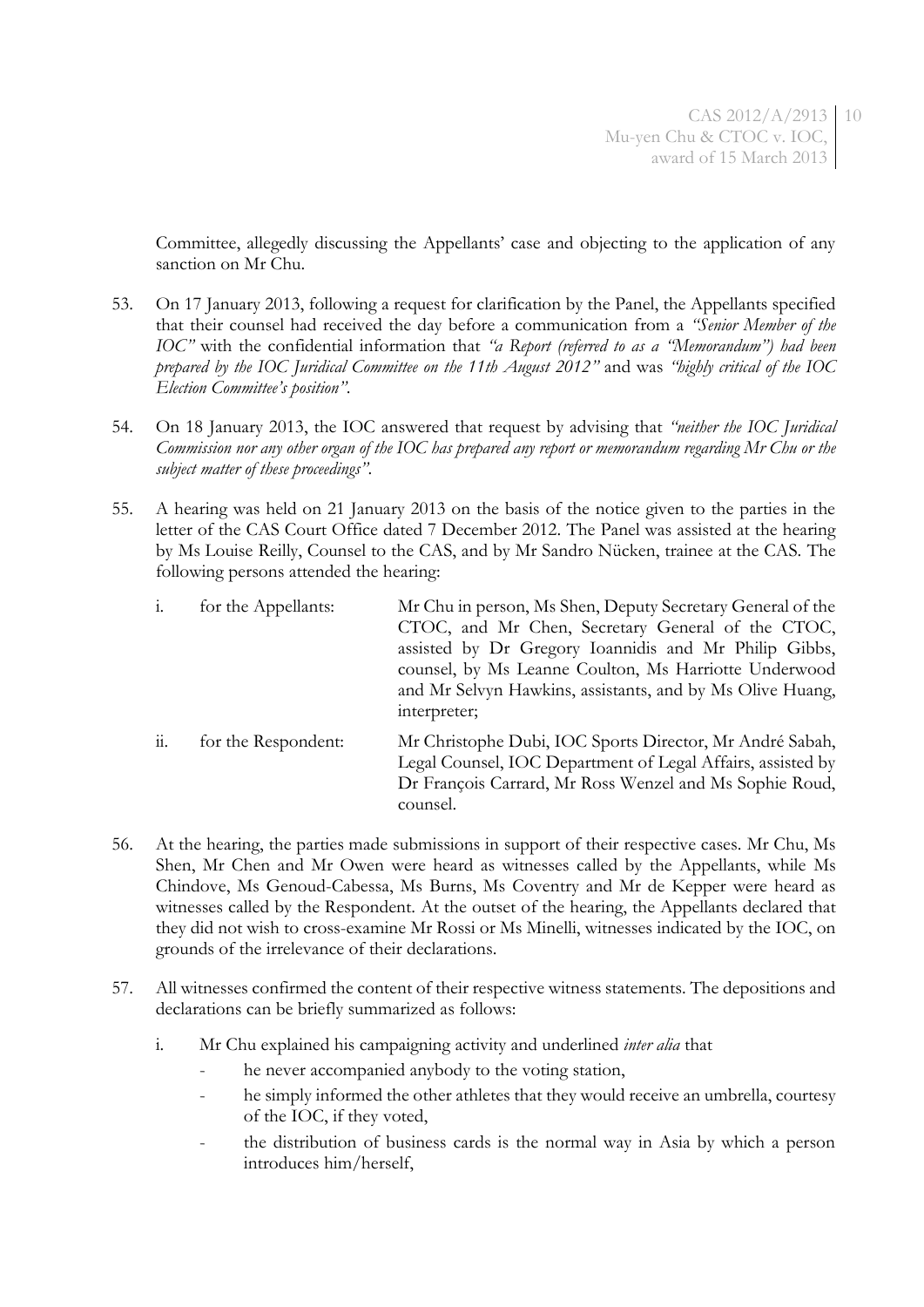Committee, allegedly discussing the Appellants' case and objecting to the application of any sanction on Mr Chu.

53. On 17 January 2013, following a request for clarification by the Panel, the Appellants specified that their counsel had received the day before a communication from a *"Senior Member of the IOC"* with the confidential information that *"a Report (referred to as a "Memorandum") had been prepared by the IOC Juridical Committee on the 11th August 2012"* and was *"highly critical of the IOC Election Committee's position"*.

54. On 18 January 2013, the IOC answered that request by advising that *"neither the IOC Juridical Commission nor any other organ of the IOC has prepared any report or memorandum regarding Mr Chu or the subject matter of these proceedings"*.

55. A hearing was held on 21 January 2013 on the basis of the notice given to the parties in the letter of the CAS Court Office dated 7 December 2012. The Panel was assisted at the hearing by Ms Louise Reilly, Counsel to the CAS, and by Mr Sandro Nücken, trainee at the CAS. The following persons attended the hearing:

    i. for the Appellants: Mr Chu in person, Ms Shen, Deputy Secretary General of the CTOC, and Mr Chen, Secretary General of the CTOC, assisted by Dr Gregory Ioannidis and Mr Philip Gibbs, counsel, by Ms Leanne Coulton, Ms Harriotte Underwood and Mr Selvyn Hawkins, assistants, and by Ms Olive Huang, interpreter;

    ii. for the Respondent: Mr Christophe Dubi, IOC Sports Director, Mr André Sabah, Legal Counsel, IOC Department of Legal Affairs, assisted by Dr François Carrard, Mr Ross Wenzel and Ms Sophie Roud, counsel.

56. At the hearing, the parties made submissions in support of their respective cases. Mr Chu, Ms Shen, Mr Chen and Mr Owen were heard as witnesses called by the Appellants, while Ms Chindove, Ms Genoud-Cabessa, Ms Burns, Ms Coventry and Mr de Kepper were heard as witnesses called by the Respondent. At the outset of the hearing, the Appellants declared that they did not wish to cross-examine Mr Rossi or Ms Minelli, witnesses indicated by the IOC, on grounds of the irrelevance of their declarations.

57. All witnesses confirmed the content of their respective witness statements. The depositions and declarations can be briefly summarized as follows:

    i. Mr Chu explained his campaigning activity and underlined *inter alia* that
        - he never accompanied anybody to the voting station,
        - he simply informed the other athletes that they would receive an umbrella, courtesy of the IOC, if they voted,
        - the distribution of business cards is the normal way in Asia by which a person introduces him/herself,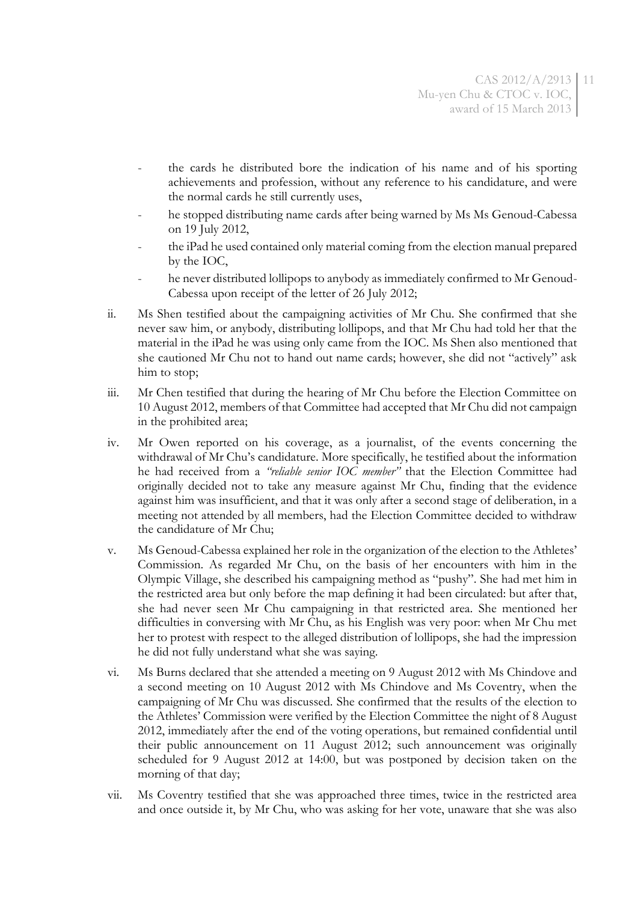- the cards he distributed bore the indication of his name and of his sporting achievements and profession, without any reference to his candidature, and were the normal cards he still currently uses,
- he stopped distributing name cards after being warned by Ms Ms Genoud-Cabessa on 19 July 2012,
- the iPad he used contained only material coming from the election manual prepared by the IOC,
- he never distributed lollipops to anybody as immediately confirmed to Mr Genoud-Cabessa upon receipt of the letter of 26 July 2012;

ii. Ms Shen testified about the campaigning activities of Mr Chu. She confirmed that she never saw him, or anybody, distributing lollipops, and that Mr Chu had told her that the material in the iPad he was using only came from the IOC. Ms Shen also mentioned that she cautioned Mr Chu not to hand out name cards; however, she did not "actively" ask him to stop;

iii. Mr Chen testified that during the hearing of Mr Chu before the Election Committee on 10 August 2012, members of that Committee had accepted that Mr Chu did not campaign in the prohibited area;

iv. Mr Owen reported on his coverage, as a journalist, of the events concerning the withdrawal of Mr Chu's candidature. More specifically, he testified about the information he had received from a *"reliable senior IOC member"* that the Election Committee had originally decided not to take any measure against Mr Chu, finding that the evidence against him was insufficient, and that it was only after a second stage of deliberation, in a meeting not attended by all members, had the Election Committee decided to withdraw the candidature of Mr Chu;

v. Ms Genoud-Cabessa explained her role in the organization of the election to the Athletes' Commission. As regarded Mr Chu, on the basis of her encounters with him in the Olympic Village, she described his campaigning method as "pushy". She had met him in the restricted area but only before the map defining it had been circulated: but after that, she had never seen Mr Chu campaigning in that restricted area. She mentioned her difficulties in conversing with Mr Chu, as his English was very poor: when Mr Chu met her to protest with respect to the alleged distribution of lollipops, she had the impression he did not fully understand what she was saying.

vi. Ms Burns declared that she attended a meeting on 9 August 2012 with Ms Chindove and a second meeting on 10 August 2012 with Ms Chindove and Ms Coventry, when the campaigning of Mr Chu was discussed. She confirmed that the results of the election to the Athletes' Commission were verified by the Election Committee the night of 8 August 2012, immediately after the end of the voting operations, but remained confidential until their public announcement on 11 August 2012; such announcement was originally scheduled for 9 August 2012 at 14:00, but was postponed by decision taken on the morning of that day;

vii. Ms Coventry testified that she was approached three times, twice in the restricted area and once outside it, by Mr Chu, who was asking for her vote, unaware that she was also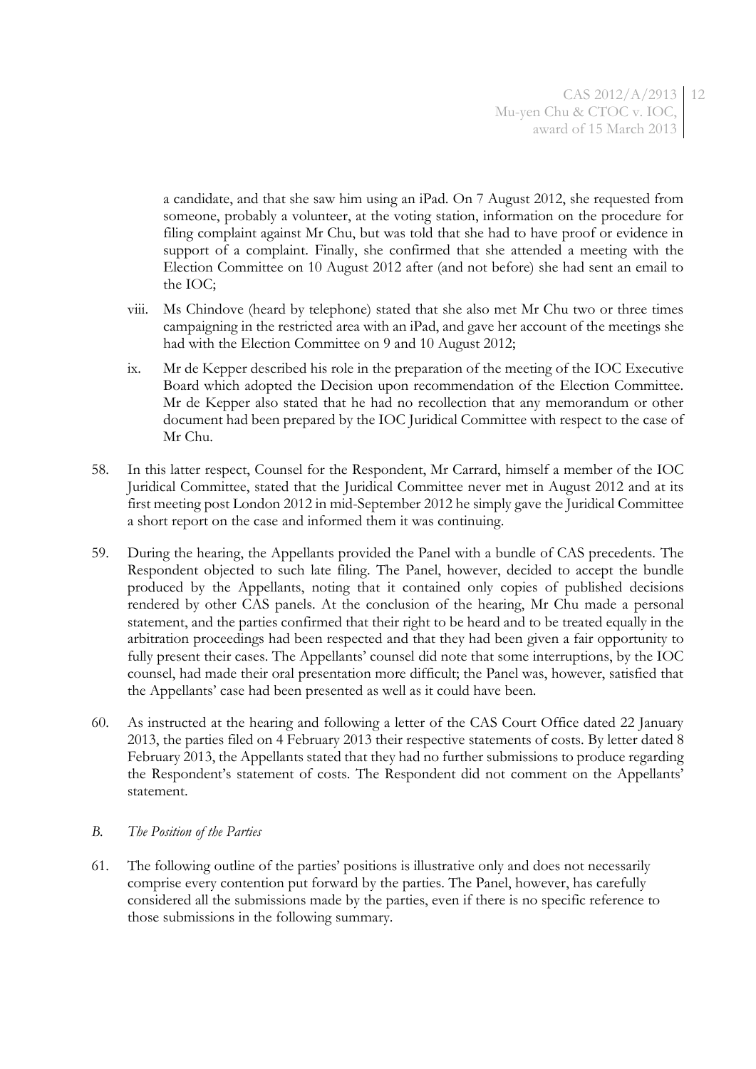a candidate, and that she saw him using an iPad. On 7 August 2012, she requested from someone, probably a volunteer, at the voting station, information on the procedure for filing complaint against Mr Chu, but was told that she had to have proof or evidence in support of a complaint. Finally, she confirmed that she attended a meeting with the Election Committee on 10 August 2012 after (and not before) she had sent an email to the IOC;

viii. Ms Chindove (heard by telephone) stated that she also met Mr Chu two or three times campaigning in the restricted area with an iPad, and gave her account of the meetings she had with the Election Committee on 9 and 10 August 2012;

ix. Mr de Kepper described his role in the preparation of the meeting of the IOC Executive Board which adopted the Decision upon recommendation of the Election Committee. Mr de Kepper also stated that he had no recollection that any memorandum or other document had been prepared by the IOC Juridical Committee with respect to the case of Mr Chu.

58. In this latter respect, Counsel for the Respondent, Mr Carrard, himself a member of the IOC Juridical Committee, stated that the Juridical Committee never met in August 2012 and at its first meeting post London 2012 in mid-September 2012 he simply gave the Juridical Committee a short report on the case and informed them it was continuing.

59. During the hearing, the Appellants provided the Panel with a bundle of CAS precedents. The Respondent objected to such late filing. The Panel, however, decided to accept the bundle produced by the Appellants, noting that it contained only copies of published decisions rendered by other CAS panels. At the conclusion of the hearing, Mr Chu made a personal statement, and the parties confirmed that their right to be heard and to be treated equally in the arbitration proceedings had been respected and that they had been given a fair opportunity to fully present their cases. The Appellants' counsel did note that some interruptions, by the IOC counsel, had made their oral presentation more difficult; the Panel was, however, satisfied that the Appellants' case had been presented as well as it could have been.

60. As instructed at the hearing and following a letter of the CAS Court Office dated 22 January 2013, the parties filed on 4 February 2013 their respective statements of costs. By letter dated 8 February 2013, the Appellants stated that they had no further submissions to produce regarding the Respondent's statement of costs. The Respondent did not comment on the Appellants' statement.

*B. The Position of the Parties*

61. The following outline of the parties' positions is illustrative only and does not necessarily comprise every contention put forward by the parties. The Panel, however, has carefully considered all the submissions made by the parties, even if there is no specific reference to those submissions in the following summary.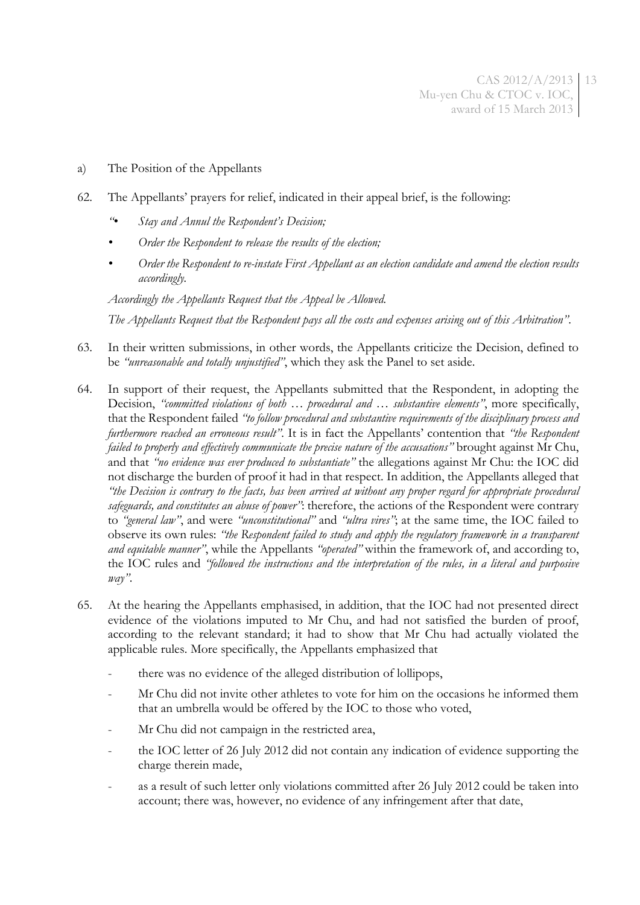a) The Position of the Appellants

62. The Appellants' prayers for relief, indicated in their appeal brief, is the following:

   *"• Stay and Annul the Respondent's Decision;*

   *• Order the Respondent to release the results of the election;*

   *• Order the Respondent to re-instate First Appellant as an election candidate and amend the election results accordingly.*

   *Accordingly the Appellants Request that the Appeal be Allowed.*

   *The Appellants Request that the Respondent pays all the costs and expenses arising out of this Arbitration".*

63. In their written submissions, in other words, the Appellants criticize the Decision, defined to be *"unreasonable and totally unjustified"*, which they ask the Panel to set aside.

64. In support of their request, the Appellants submitted that the Respondent, in adopting the Decision, *"committed violations of both … procedural and … substantive elements"*, more specifically, that the Respondent failed *"to follow procedural and substantive requirements of the disciplinary process and furthermore reached an erroneous result"*. It is in fact the Appellants' contention that *"the Respondent failed to properly and effectively communicate the precise nature of the accusations"* brought against Mr Chu, and that *"no evidence was ever produced to substantiate"* the allegations against Mr Chu: the IOC did not discharge the burden of proof it had in that respect. In addition, the Appellants alleged that *"the Decision is contrary to the facts, has been arrived at without any proper regard for appropriate procedural safeguards, and constitutes an abuse of power"*: therefore, the actions of the Respondent were contrary to *"general law"*, and were *"unconstitutional"* and *"ultra vires"*; at the same time, the IOC failed to observe its own rules: *"the Respondent failed to study and apply the regulatory framework in a transparent and equitable manner"*, while the Appellants *"operated"* within the framework of, and according to, the IOC rules and *"followed the instructions and the interpretation of the rules, in a literal and purposive way"*.

65. At the hearing the Appellants emphasised, in addition, that the IOC had not presented direct evidence of the violations imputed to Mr Chu, and had not satisfied the burden of proof, according to the relevant standard; it had to show that Mr Chu had actually violated the applicable rules. More specifically, the Appellants emphasized that

   - there was no evidence of the alleged distribution of lollipops,
   - Mr Chu did not invite other athletes to vote for him on the occasions he informed them that an umbrella would be offered by the IOC to those who voted,
   - Mr Chu did not campaign in the restricted area,
   - the IOC letter of 26 July 2012 did not contain any indication of evidence supporting the charge therein made,
   - as a result of such letter only violations committed after 26 July 2012 could be taken into account; there was, however, no evidence of any infringement after that date,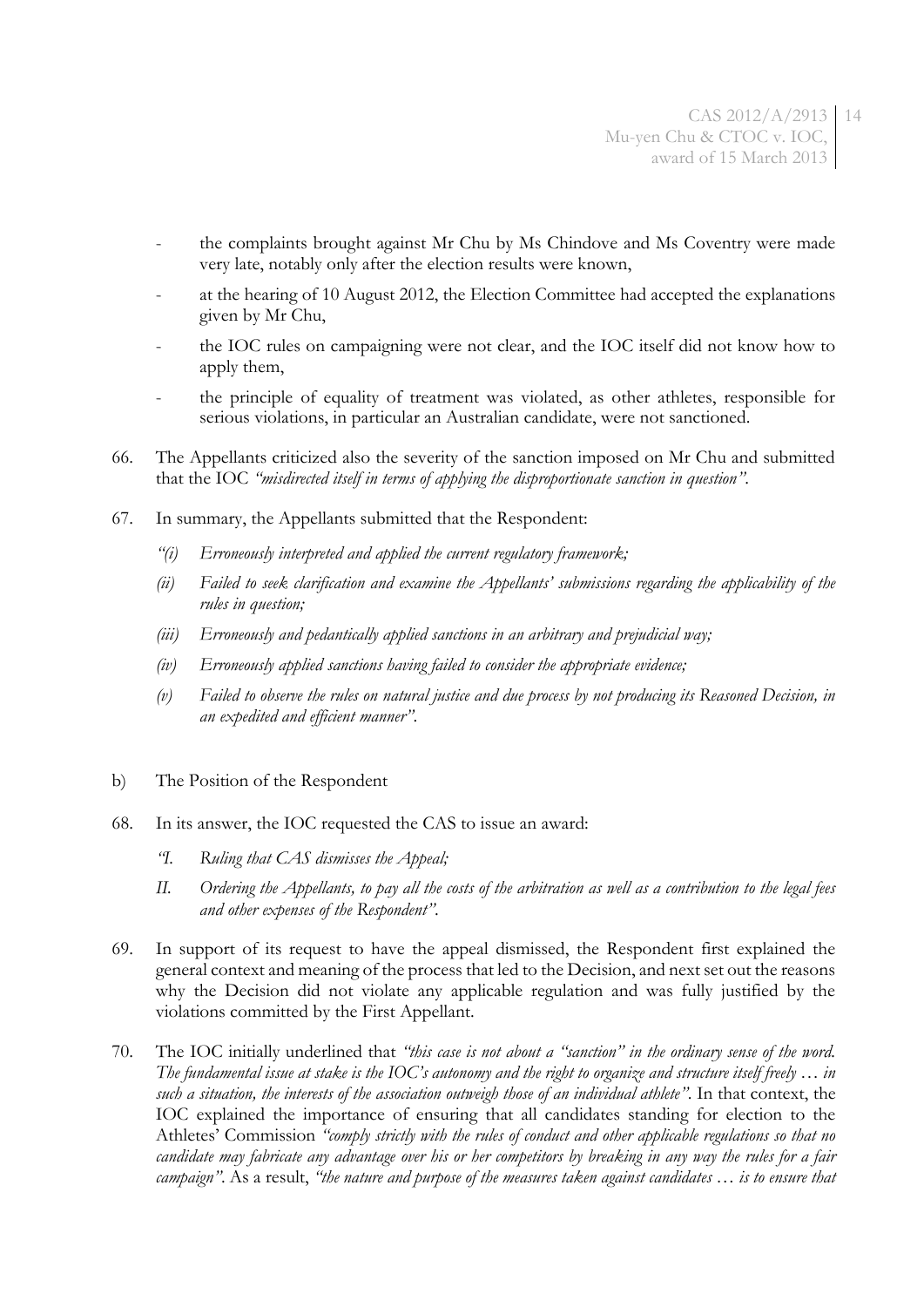- the complaints brought against Mr Chu by Ms Chindove and Ms Coventry were made very late, notably only after the election results were known,
- at the hearing of 10 August 2012, the Election Committee had accepted the explanations given by Mr Chu,
- the IOC rules on campaigning were not clear, and the IOC itself did not know how to apply them,
- the principle of equality of treatment was violated, as other athletes, responsible for serious violations, in particular an Australian candidate, were not sanctioned.

66. The Appellants criticized also the severity of the sanction imposed on Mr Chu and submitted that the IOC *"misdirected itself in terms of applying the disproportionate sanction in question"*.

67. In summary, the Appellants submitted that the Respondent:

 *"(i) Erroneously interpreted and applied the current regulatory framework;*

 *(ii) Failed to seek clarification and examine the Appellants' submissions regarding the applicability of the rules in question;*

 *(iii) Erroneously and pedantically applied sanctions in an arbitrary and prejudicial way;*

 *(iv) Erroneously applied sanctions having failed to consider the appropriate evidence;*

 *(v) Failed to observe the rules on natural justice and due process by not producing its Reasoned Decision, in an expedited and efficient manner"*.

b) The Position of the Respondent

68. In its answer, the IOC requested the CAS to issue an award:

 *"I. Ruling that CAS dismisses the Appeal;*

 *II. Ordering the Appellants, to pay all the costs of the arbitration as well as a contribution to the legal fees and other expenses of the Respondent"*.

69. In support of its request to have the appeal dismissed, the Respondent first explained the general context and meaning of the process that led to the Decision, and next set out the reasons why the Decision did not violate any applicable regulation and was fully justified by the violations committed by the First Appellant.

70. The IOC initially underlined that *"this case is not about a "sanction" in the ordinary sense of the word. The fundamental issue at stake is the IOC's autonomy and the right to organize and structure itself freely … in such a situation, the interests of the association outweigh those of an individual athlete"*. In that context, the IOC explained the importance of ensuring that all candidates standing for election to the Athletes' Commission *"comply strictly with the rules of conduct and other applicable regulations so that no candidate may fabricate any advantage over his or her competitors by breaking in any way the rules for a fair campaign"*. As a result, *"the nature and purpose of the measures taken against candidates … is to ensure that*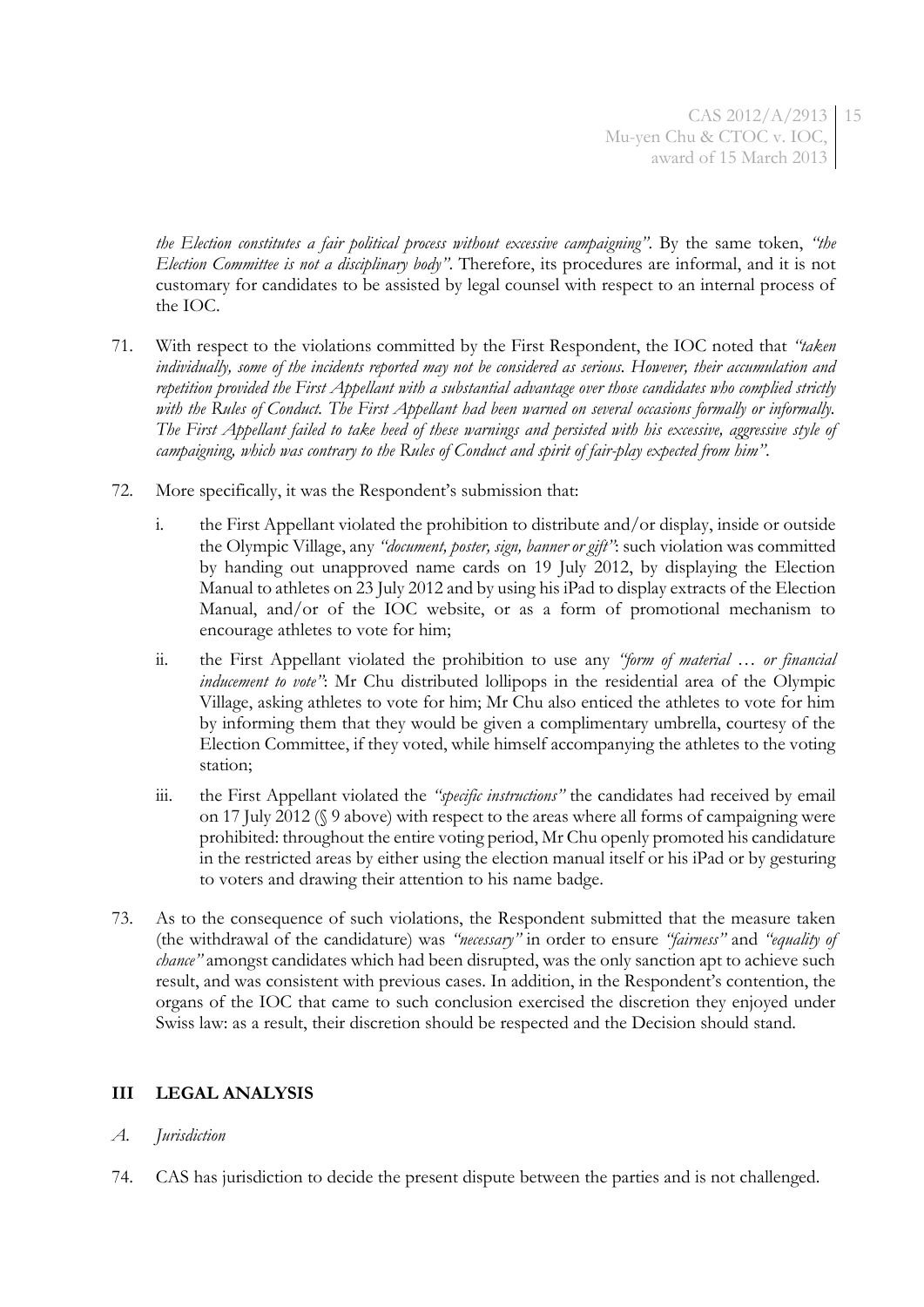*the Election constitutes a fair political process without excessive campaigning"*. By the same token, *"the Election Committee is not a disciplinary body"*. Therefore, its procedures are informal, and it is not customary for candidates to be assisted by legal counsel with respect to an internal process of the IOC.

71. With respect to the violations committed by the First Respondent, the IOC noted that *"taken individually, some of the incidents reported may not be considered as serious. However, their accumulation and repetition provided the First Appellant with a substantial advantage over those candidates who complied strictly with the Rules of Conduct. The First Appellant had been warned on several occasions formally or informally. The First Appellant failed to take heed of these warnings and persisted with his excessive, aggressive style of campaigning, which was contrary to the Rules of Conduct and spirit of fair-play expected from him"*.

72. More specifically, it was the Respondent's submission that:

    i. the First Appellant violated the prohibition to distribute and/or display, inside or outside the Olympic Village, any *"document, poster, sign, banner or gift"*: such violation was committed by handing out unapproved name cards on 19 July 2012, by displaying the Election Manual to athletes on 23 July 2012 and by using his iPad to display extracts of the Election Manual, and/or of the IOC website, or as a form of promotional mechanism to encourage athletes to vote for him;

    ii. the First Appellant violated the prohibition to use any *"form of material … or financial inducement to vote"*: Mr Chu distributed lollipops in the residential area of the Olympic Village, asking athletes to vote for him; Mr Chu also enticed the athletes to vote for him by informing them that they would be given a complimentary umbrella, courtesy of the Election Committee, if they voted, while himself accompanying the athletes to the voting station;

    iii. the First Appellant violated the *"specific instructions"* the candidates had received by email on 17 July 2012 (§ 9 above) with respect to the areas where all forms of campaigning were prohibited: throughout the entire voting period, Mr Chu openly promoted his candidature in the restricted areas by either using the election manual itself or his iPad or by gesturing to voters and drawing their attention to his name badge.

73. As to the consequence of such violations, the Respondent submitted that the measure taken (the withdrawal of the candidature) was *"necessary"* in order to ensure *"fairness"* and *"equality of chance"* amongst candidates which had been disrupted, was the only sanction apt to achieve such result, and was consistent with previous cases. In addition, in the Respondent's contention, the organs of the IOC that came to such conclusion exercised the discretion they enjoyed under Swiss law: as a result, their discretion should be respected and the Decision should stand.

## III LEGAL ANALYSIS

### *A. Jurisdiction*

74. CAS has jurisdiction to decide the present dispute between the parties and is not challenged.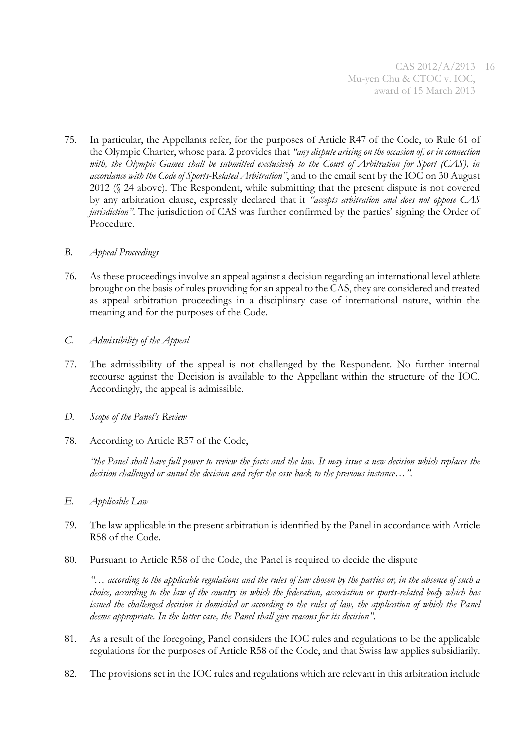75. In particular, the Appellants refer, for the purposes of Article R47 of the Code, to Rule 61 of the Olympic Charter, whose para. 2 provides that *"any dispute arising on the occasion of, or in connection with, the Olympic Games shall be submitted exclusively to the Court of Arbitration for Sport (CAS), in accordance with the Code of Sports-Related Arbitration"*, and to the email sent by the IOC on 30 August 2012 (§ 24 above). The Respondent, while submitting that the present dispute is not covered by any arbitration clause, expressly declared that it *"accepts arbitration and does not oppose CAS jurisdiction"*. The jurisdiction of CAS was further confirmed by the parties' signing the Order of Procedure.

*B. Appeal Proceedings*

76. As these proceedings involve an appeal against a decision regarding an international level athlete brought on the basis of rules providing for an appeal to the CAS, they are considered and treated as appeal arbitration proceedings in a disciplinary case of international nature, within the meaning and for the purposes of the Code.

*C. Admissibility of the Appeal*

77. The admissibility of the appeal is not challenged by the Respondent. No further internal recourse against the Decision is available to the Appellant within the structure of the IOC. Accordingly, the appeal is admissible.

*D. Scope of the Panel's Review*

78. According to Article R57 of the Code,

*"the Panel shall have full power to review the facts and the law. It may issue a new decision which replaces the decision challenged or annul the decision and refer the case back to the previous instance…"*.

*E. Applicable Law*

79. The law applicable in the present arbitration is identified by the Panel in accordance with Article R58 of the Code.

80. Pursuant to Article R58 of the Code, the Panel is required to decide the dispute

*"… according to the applicable regulations and the rules of law chosen by the parties or, in the absence of such a choice, according to the law of the country in which the federation, association or sports-related body which has issued the challenged decision is domiciled or according to the rules of law, the application of which the Panel deems appropriate. In the latter case, the Panel shall give reasons for its decision"*.

81. As a result of the foregoing, Panel considers the IOC rules and regulations to be the applicable regulations for the purposes of Article R58 of the Code, and that Swiss law applies subsidiarily.

82. The provisions set in the IOC rules and regulations which are relevant in this arbitration include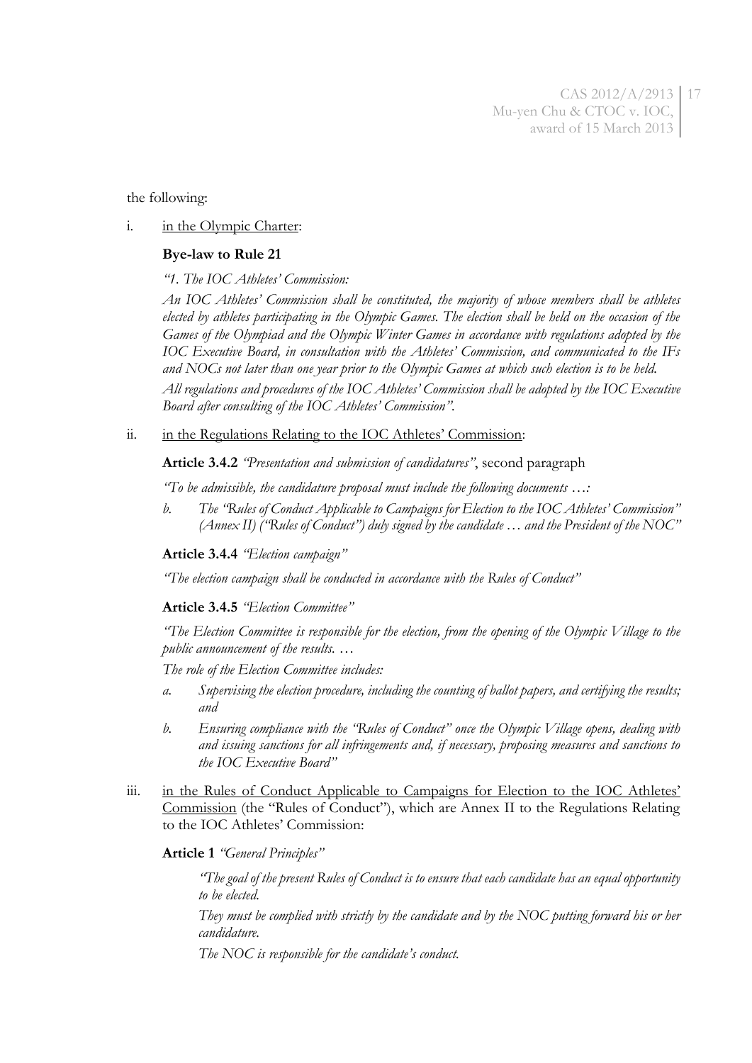the following:

i. in the Olympic Charter:

**Bye-law to Rule 21**

*"1. The IOC Athletes' Commission:*

*An IOC Athletes' Commission shall be constituted, the majority of whose members shall be athletes elected by athletes participating in the Olympic Games. The election shall be held on the occasion of the Games of the Olympiad and the Olympic Winter Games in accordance with regulations adopted by the IOC Executive Board, in consultation with the Athletes' Commission, and communicated to the IFs and NOCs not later than one year prior to the Olympic Games at which such election is to be held.*

*All regulations and procedures of the IOC Athletes' Commission shall be adopted by the IOC Executive Board after consulting of the IOC Athletes' Commission".*

ii. in the Regulations Relating to the IOC Athletes' Commission:

**Article 3.4.2** *"Presentation and submission of candidatures"*, second paragraph

*"To be admissible, the candidature proposal must include the following documents …:*

*b. The "Rules of Conduct Applicable to Campaigns for Election to the IOC Athletes' Commission" (Annex II) ("Rules of Conduct") duly signed by the candidate … and the President of the NOC"*

**Article 3.4.4** *"Election campaign"*

*"The election campaign shall be conducted in accordance with the Rules of Conduct"*

**Article 3.4.5** *"Election Committee"*

*"The Election Committee is responsible for the election, from the opening of the Olympic Village to the public announcement of the results. …*

*The role of the Election Committee includes:*

*a. Supervising the election procedure, including the counting of ballot papers, and certifying the results; and*

*b. Ensuring compliance with the "Rules of Conduct" once the Olympic Village opens, dealing with and issuing sanctions for all infringements and, if necessary, proposing measures and sanctions to the IOC Executive Board"*

iii. in the Rules of Conduct Applicable to Campaigns for Election to the IOC Athletes' Commission (the "Rules of Conduct"), which are Annex II to the Regulations Relating to the IOC Athletes' Commission:

**Article 1** *"General Principles"*

*"The goal of the present Rules of Conduct is to ensure that each candidate has an equal opportunity to be elected.*

*They must be complied with strictly by the candidate and by the NOC putting forward his or her candidature.*

*The NOC is responsible for the candidate's conduct.*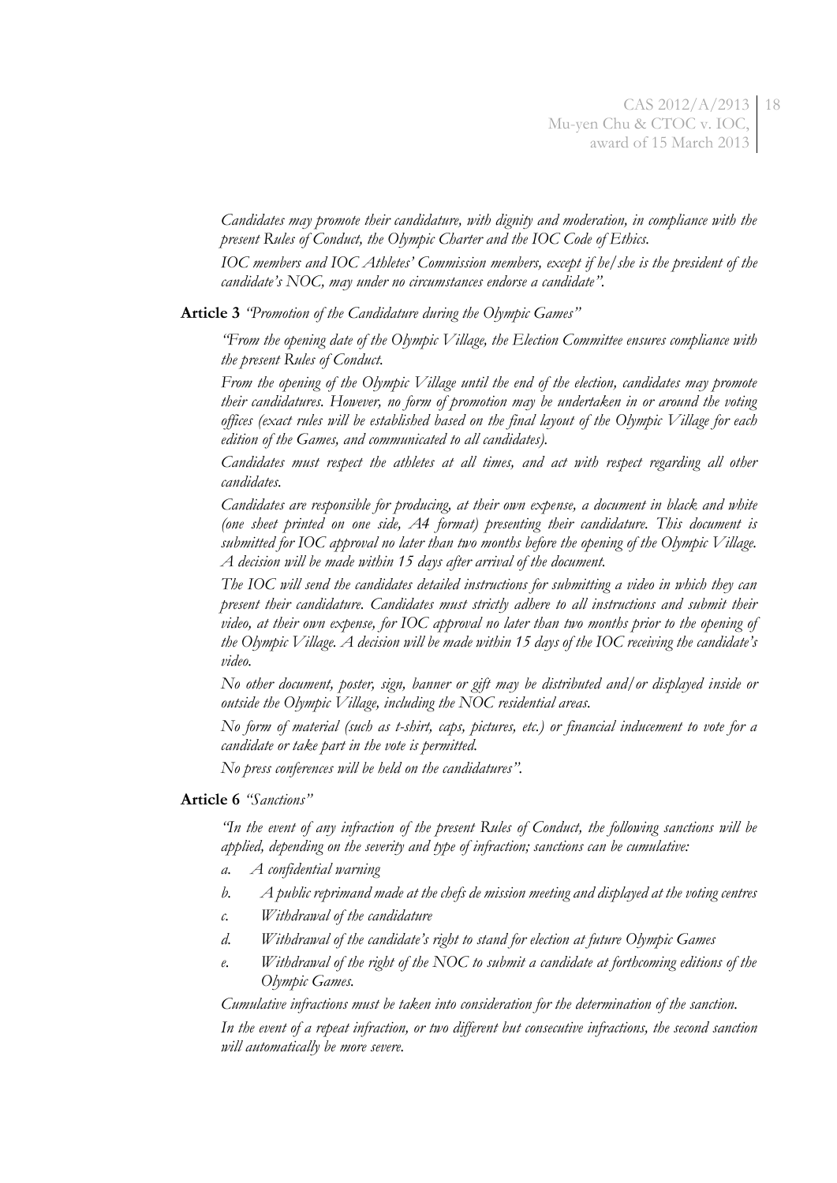*Candidates may promote their candidature, with dignity and moderation, in compliance with the present Rules of Conduct, the Olympic Charter and the IOC Code of Ethics.*

*IOC members and IOC Athletes' Commission members, except if he/she is the president of the candidate's NOC, may under no circumstances endorse a candidate".*

**Article 3** *"Promotion of the Candidature during the Olympic Games"*

*"From the opening date of the Olympic Village, the Election Committee ensures compliance with the present Rules of Conduct.*

*From the opening of the Olympic Village until the end of the election, candidates may promote their candidatures. However, no form of promotion may be undertaken in or around the voting offices (exact rules will be established based on the final layout of the Olympic Village for each edition of the Games, and communicated to all candidates).*

*Candidates must respect the athletes at all times, and act with respect regarding all other candidates.*

*Candidates are responsible for producing, at their own expense, a document in black and white (one sheet printed on one side, A4 format) presenting their candidature. This document is submitted for IOC approval no later than two months before the opening of the Olympic Village. A decision will be made within 15 days after arrival of the document.*

*The IOC will send the candidates detailed instructions for submitting a video in which they can present their candidature. Candidates must strictly adhere to all instructions and submit their video, at their own expense, for IOC approval no later than two months prior to the opening of the Olympic Village. A decision will be made within 15 days of the IOC receiving the candidate's video.*

*No other document, poster, sign, banner or gift may be distributed and/or displayed inside or outside the Olympic Village, including the NOC residential areas.*

*No form of material (such as t-shirt, caps, pictures, etc.) or financial inducement to vote for a candidate or take part in the vote is permitted.*

*No press conferences will be held on the candidatures".*

**Article 6** *"Sanctions"*

*"In the event of any infraction of the present Rules of Conduct, the following sanctions will be applied, depending on the severity and type of infraction; sanctions can be cumulative:*

*a. A confidential warning*

*b. A public reprimand made at the chefs de mission meeting and displayed at the voting centres*

*c. Withdrawal of the candidature*

*d. Withdrawal of the candidate's right to stand for election at future Olympic Games*

*e. Withdrawal of the right of the NOC to submit a candidate at forthcoming editions of the Olympic Games.*

*Cumulative infractions must be taken into consideration for the determination of the sanction.*

*In the event of a repeat infraction, or two different but consecutive infractions, the second sanction will automatically be more severe.*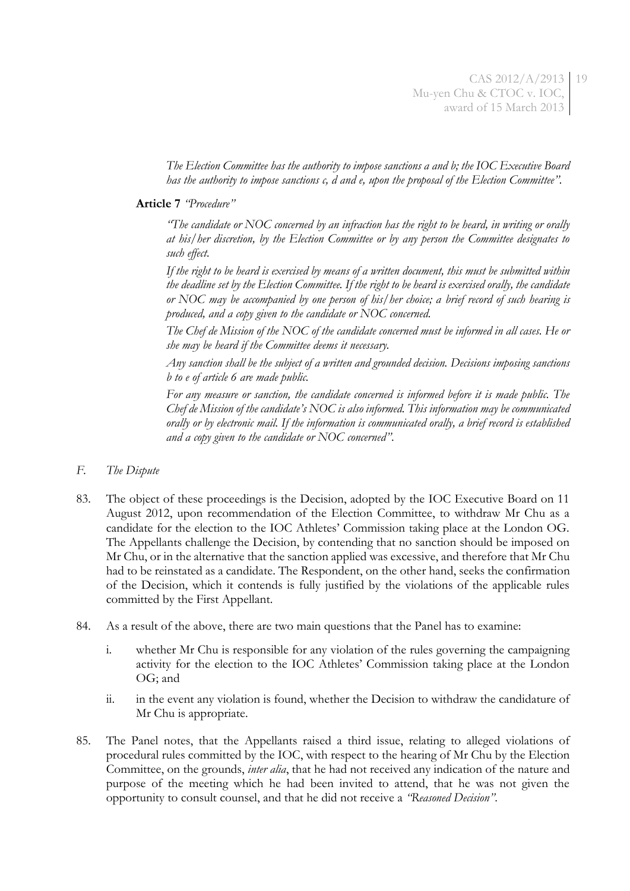*The Election Committee has the authority to impose sanctions a and b; the IOC Executive Board has the authority to impose sanctions c, d and e, upon the proposal of the Election Committee".*

**Article 7** *"Procedure"*

*"The candidate or NOC concerned by an infraction has the right to be heard, in writing or orally at his/her discretion, by the Election Committee or by any person the Committee designates to such effect.*

*If the right to be heard is exercised by means of a written document, this must be submitted within the deadline set by the Election Committee. If the right to be heard is exercised orally, the candidate or NOC may be accompanied by one person of his/her choice; a brief record of such hearing is produced, and a copy given to the candidate or NOC concerned.*

*The Chef de Mission of the NOC of the candidate concerned must be informed in all cases. He or she may be heard if the Committee deems it necessary.*

*Any sanction shall be the subject of a written and grounded decision. Decisions imposing sanctions b to e of article 6 are made public.*

*For any measure or sanction, the candidate concerned is informed before it is made public. The Chef de Mission of the candidate's NOC is also informed. This information may be communicated orally or by electronic mail. If the information is communicated orally, a brief record is established and a copy given to the candidate or NOC concerned".*

*F. The Dispute*

83. The object of these proceedings is the Decision, adopted by the IOC Executive Board on 11 August 2012, upon recommendation of the Election Committee, to withdraw Mr Chu as a candidate for the election to the IOC Athletes' Commission taking place at the London OG. The Appellants challenge the Decision, by contending that no sanction should be imposed on Mr Chu, or in the alternative that the sanction applied was excessive, and therefore that Mr Chu had to be reinstated as a candidate. The Respondent, on the other hand, seeks the confirmation of the Decision, which it contends is fully justified by the violations of the applicable rules committed by the First Appellant.

84. As a result of the above, there are two main questions that the Panel has to examine:

    i. whether Mr Chu is responsible for any violation of the rules governing the campaigning activity for the election to the IOC Athletes' Commission taking place at the London OG; and

    ii. in the event any violation is found, whether the Decision to withdraw the candidature of Mr Chu is appropriate.

85. The Panel notes, that the Appellants raised a third issue, relating to alleged violations of procedural rules committed by the IOC, with respect to the hearing of Mr Chu by the Election Committee, on the grounds, *inter alia*, that he had not received any indication of the nature and purpose of the meeting which he had been invited to attend, that he was not given the opportunity to consult counsel, and that he did not receive a *"Reasoned Decision"*.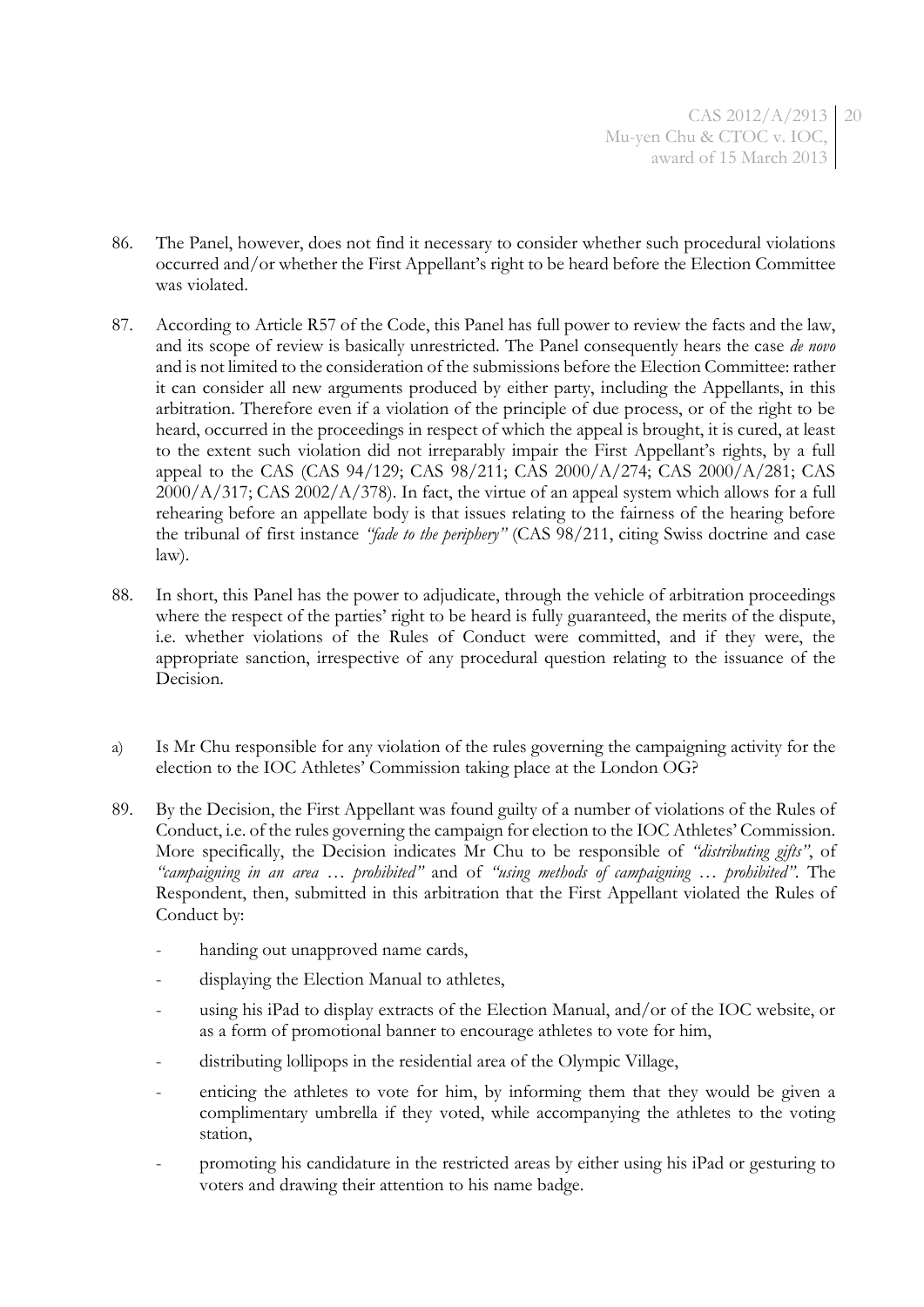86. The Panel, however, does not find it necessary to consider whether such procedural violations occurred and/or whether the First Appellant's right to be heard before the Election Committee was violated.

87. According to Article R57 of the Code, this Panel has full power to review the facts and the law, and its scope of review is basically unrestricted. The Panel consequently hears the case *de novo* and is not limited to the consideration of the submissions before the Election Committee: rather it can consider all new arguments produced by either party, including the Appellants, in this arbitration. Therefore even if a violation of the principle of due process, or of the right to be heard, occurred in the proceedings in respect of which the appeal is brought, it is cured, at least to the extent such violation did not irreparably impair the First Appellant's rights, by a full appeal to the CAS (CAS 94/129; CAS 98/211; CAS 2000/A/274; CAS 2000/A/281; CAS 2000/A/317; CAS 2002/A/378). In fact, the virtue of an appeal system which allows for a full rehearing before an appellate body is that issues relating to the fairness of the hearing before the tribunal of first instance *"fade to the periphery"* (CAS 98/211, citing Swiss doctrine and case law).

88. In short, this Panel has the power to adjudicate, through the vehicle of arbitration proceedings where the respect of the parties' right to be heard is fully guaranteed, the merits of the dispute, i.e. whether violations of the Rules of Conduct were committed, and if they were, the appropriate sanction, irrespective of any procedural question relating to the issuance of the Decision.

a) Is Mr Chu responsible for any violation of the rules governing the campaigning activity for the election to the IOC Athletes' Commission taking place at the London OG?

89. By the Decision, the First Appellant was found guilty of a number of violations of the Rules of Conduct, i.e. of the rules governing the campaign for election to the IOC Athletes' Commission. More specifically, the Decision indicates Mr Chu to be responsible of *"distributing gifts"*, of *"campaigning in an area … prohibited"* and of *"using methods of campaigning … prohibited"*. The Respondent, then, submitted in this arbitration that the First Appellant violated the Rules of Conduct by:

    - handing out unapproved name cards,
    - displaying the Election Manual to athletes,
    - using his iPad to display extracts of the Election Manual, and/or of the IOC website, or as a form of promotional banner to encourage athletes to vote for him,
    - distributing lollipops in the residential area of the Olympic Village,
    - enticing the athletes to vote for him, by informing them that they would be given a complimentary umbrella if they voted, while accompanying the athletes to the voting station,
    - promoting his candidature in the restricted areas by either using his iPad or gesturing to voters and drawing their attention to his name badge.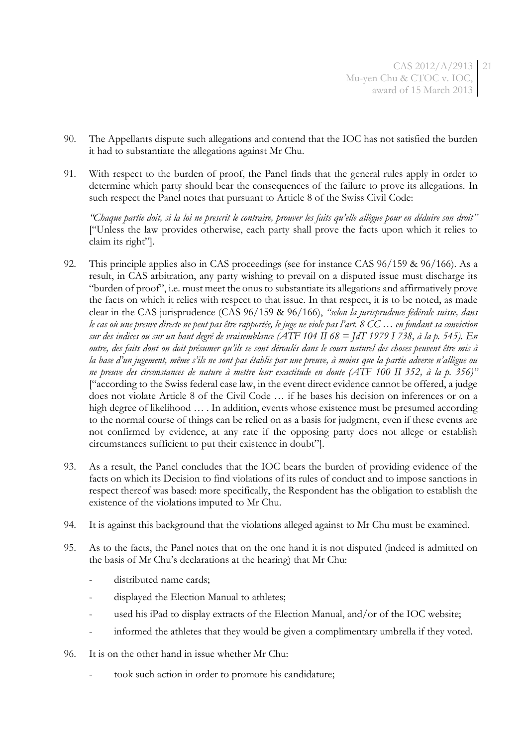90. The Appellants dispute such allegations and contend that the IOC has not satisfied the burden it had to substantiate the allegations against Mr Chu.

91. With respect to the burden of proof, the Panel finds that the general rules apply in order to determine which party should bear the consequences of the failure to prove its allegations. In such respect the Panel notes that pursuant to Article 8 of the Swiss Civil Code:

   *"Chaque partie doit, si la loi ne prescrit le contraire, prouver les faits qu'elle allègue pour en déduire son droit"* ["Unless the law provides otherwise, each party shall prove the facts upon which it relies to claim its right"].

92. This principle applies also in CAS proceedings (see for instance CAS 96/159 & 96/166). As a result, in CAS arbitration, any party wishing to prevail on a disputed issue must discharge its "burden of proof", i.e. must meet the onus to substantiate its allegations and affirmatively prove the facts on which it relies with respect to that issue. In that respect, it is to be noted, as made clear in the CAS jurisprudence (CAS 96/159 & 96/166), *"selon la jurisprudence fédérale suisse, dans le cas où une preuve directe ne peut pas être rapportée, le juge ne viole pas l'art. 8 CC … en fondant sa conviction sur des indices ou sur un haut degré de vraisemblance (ATF 104 II 68 = JdT 1979 I 738, à la p. 545). En outre, des faits dont on doit présumer qu'ils se sont déroulés dans le cours naturel des choses peuvent être mis à la base d'un jugement, même s'ils ne sont pas établis par une preuve, à moins que la partie adverse n'allègue ou ne preuve des circonstances de nature à mettre leur exactitude en doute (ATF 100 II 352, à la p. 356)"* ["according to the Swiss federal case law, in the event direct evidence cannot be offered, a judge does not violate Article 8 of the Civil Code … if he bases his decision on inferences or on a high degree of likelihood … . In addition, events whose existence must be presumed according to the normal course of things can be relied on as a basis for judgment, even if these events are not confirmed by evidence, at any rate if the opposing party does not allege or establish circumstances sufficient to put their existence in doubt"].

93. As a result, the Panel concludes that the IOC bears the burden of providing evidence of the facts on which its Decision to find violations of its rules of conduct and to impose sanctions in respect thereof was based: more specifically, the Respondent has the obligation to establish the existence of the violations imputed to Mr Chu.

94. It is against this background that the violations alleged against to Mr Chu must be examined.

95. As to the facts, the Panel notes that on the one hand it is not disputed (indeed is admitted on the basis of Mr Chu's declarations at the hearing) that Mr Chu:

   - distributed name cards;
   - displayed the Election Manual to athletes;
   - used his iPad to display extracts of the Election Manual, and/or of the IOC website;
   - informed the athletes that they would be given a complimentary umbrella if they voted.

96. It is on the other hand in issue whether Mr Chu:

   - took such action in order to promote his candidature;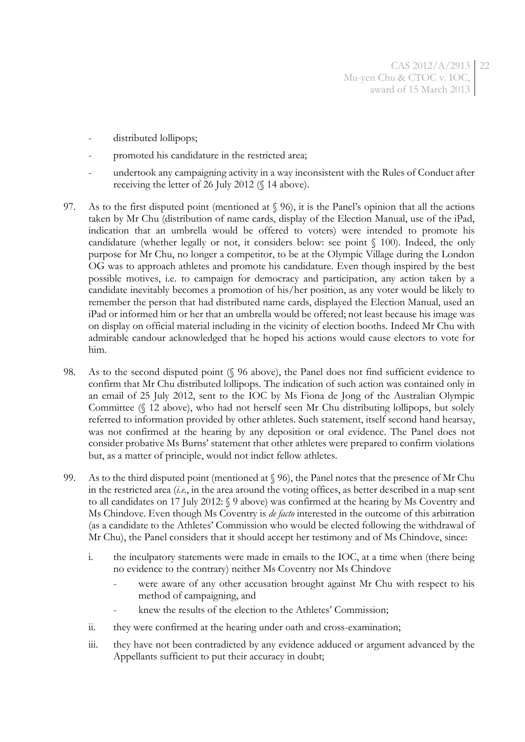- distributed lollipops;
- promoted his candidature in the restricted area;
- undertook any campaigning activity in a way inconsistent with the Rules of Conduct after receiving the letter of 26 July 2012 (§ 14 above).

97. As to the first disputed point (mentioned at § 96), it is the Panel's opinion that all the actions taken by Mr Chu (distribution of name cards, display of the Election Manual, use of the iPad, indication that an umbrella would be offered to voters) were intended to promote his candidature (whether legally or not, it considers below: see point § 100). Indeed, the only purpose for Mr Chu, no longer a competitor, to be at the Olympic Village during the London OG was to approach athletes and promote his candidature. Even though inspired by the best possible motives, i.e. to campaign for democracy and participation, any action taken by a candidate inevitably becomes a promotion of his/her position, as any voter would be likely to remember the person that had distributed name cards, displayed the Election Manual, used an iPad or informed him or her that an umbrella would be offered; not least because his image was on display on official material including in the vicinity of election booths. Indeed Mr Chu with admirable candour acknowledged that he hoped his actions would cause electors to vote for him.

98. As to the second disputed point (§ 96 above), the Panel does not find sufficient evidence to confirm that Mr Chu distributed lollipops. The indication of such action was contained only in an email of 25 July 2012, sent to the IOC by Ms Fiona de Jong of the Australian Olympic Committee (§ 12 above), who had not herself seen Mr Chu distributing lollipops, but solely referred to information provided by other athletes. Such statement, itself second hand hearsay, was not confirmed at the hearing by any deposition or oral evidence. The Panel does not consider probative Ms Burns' statement that other athletes were prepared to confirm violations but, as a matter of principle, would not indict fellow athletes.

99. As to the third disputed point (mentioned at § 96), the Panel notes that the presence of Mr Chu in the restricted area (*i.e.*, in the area around the voting offices, as better described in a map sent to all candidates on 17 July 2012: § 9 above) was confirmed at the hearing by Ms Coventry and Ms Chindove. Even though Ms Coventry is *de facto* interested in the outcome of this arbitration (as a candidate to the Athletes' Commission who would be elected following the withdrawal of Mr Chu), the Panel considers that it should accept her testimony and of Ms Chindove, since:

    i. the inculpatory statements were made in emails to the IOC, at a time when (there being no evidence to the contrary) neither Ms Coventry nor Ms Chindove
        - were aware of any other accusation brought against Mr Chu with respect to his method of campaigning, and
        - knew the results of the election to the Athletes' Commission;

    ii. they were confirmed at the hearing under oath and cross-examination;

    iii. they have not been contradicted by any evidence adduced or argument advanced by the Appellants sufficient to put their accuracy in doubt;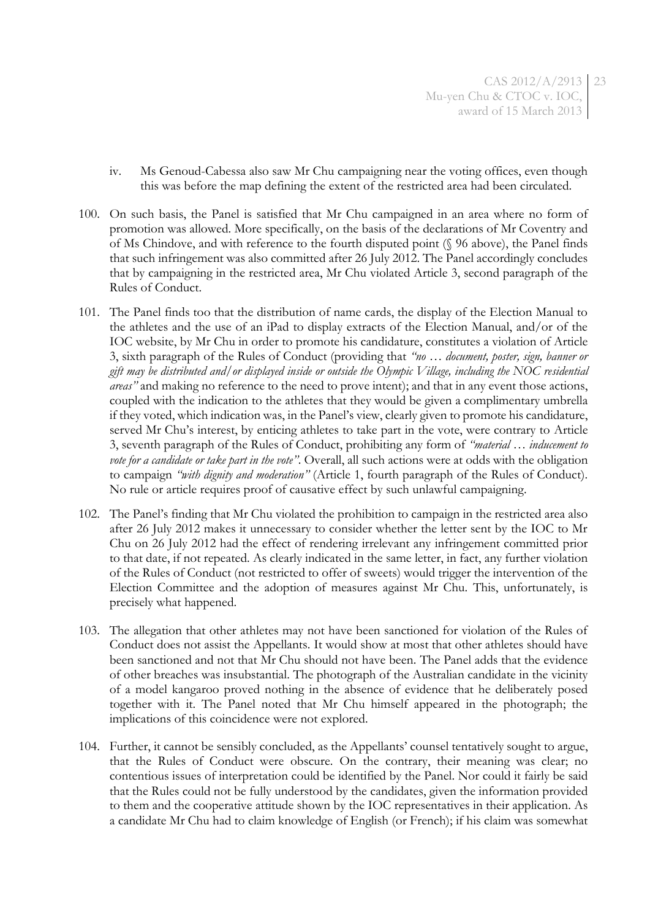iv. Ms Genoud-Cabessa also saw Mr Chu campaigning near the voting offices, even though this was before the map defining the extent of the restricted area had been circulated.

100. On such basis, the Panel is satisfied that Mr Chu campaigned in an area where no form of promotion was allowed. More specifically, on the basis of the declarations of Mr Coventry and of Ms Chindove, and with reference to the fourth disputed point (§ 96 above), the Panel finds that such infringement was also committed after 26 July 2012. The Panel accordingly concludes that by campaigning in the restricted area, Mr Chu violated Article 3, second paragraph of the Rules of Conduct.

101. The Panel finds too that the distribution of name cards, the display of the Election Manual to the athletes and the use of an iPad to display extracts of the Election Manual, and/or of the IOC website, by Mr Chu in order to promote his candidature, constitutes a violation of Article 3, sixth paragraph of the Rules of Conduct (providing that *"no … document, poster, sign, banner or gift may be distributed and/or displayed inside or outside the Olympic Village, including the NOC residential areas"* and making no reference to the need to prove intent); and that in any event those actions, coupled with the indication to the athletes that they would be given a complimentary umbrella if they voted, which indication was, in the Panel's view, clearly given to promote his candidature, served Mr Chu's interest, by enticing athletes to take part in the vote, were contrary to Article 3, seventh paragraph of the Rules of Conduct, prohibiting any form of *"material … inducement to vote for a candidate or take part in the vote"*. Overall, all such actions were at odds with the obligation to campaign *"with dignity and moderation"* (Article 1, fourth paragraph of the Rules of Conduct). No rule or article requires proof of causative effect by such unlawful campaigning.

102. The Panel's finding that Mr Chu violated the prohibition to campaign in the restricted area also after 26 July 2012 makes it unnecessary to consider whether the letter sent by the IOC to Mr Chu on 26 July 2012 had the effect of rendering irrelevant any infringement committed prior to that date, if not repeated. As clearly indicated in the same letter, in fact, any further violation of the Rules of Conduct (not restricted to offer of sweets) would trigger the intervention of the Election Committee and the adoption of measures against Mr Chu. This, unfortunately, is precisely what happened.

103. The allegation that other athletes may not have been sanctioned for violation of the Rules of Conduct does not assist the Appellants. It would show at most that other athletes should have been sanctioned and not that Mr Chu should not have been. The Panel adds that the evidence of other breaches was insubstantial. The photograph of the Australian candidate in the vicinity of a model kangaroo proved nothing in the absence of evidence that he deliberately posed together with it. The Panel noted that Mr Chu himself appeared in the photograph; the implications of this coincidence were not explored.

104. Further, it cannot be sensibly concluded, as the Appellants' counsel tentatively sought to argue, that the Rules of Conduct were obscure. On the contrary, their meaning was clear; no contentious issues of interpretation could be identified by the Panel. Nor could it fairly be said that the Rules could not be fully understood by the candidates, given the information provided to them and the cooperative attitude shown by the IOC representatives in their application. As a candidate Mr Chu had to claim knowledge of English (or French); if his claim was somewhat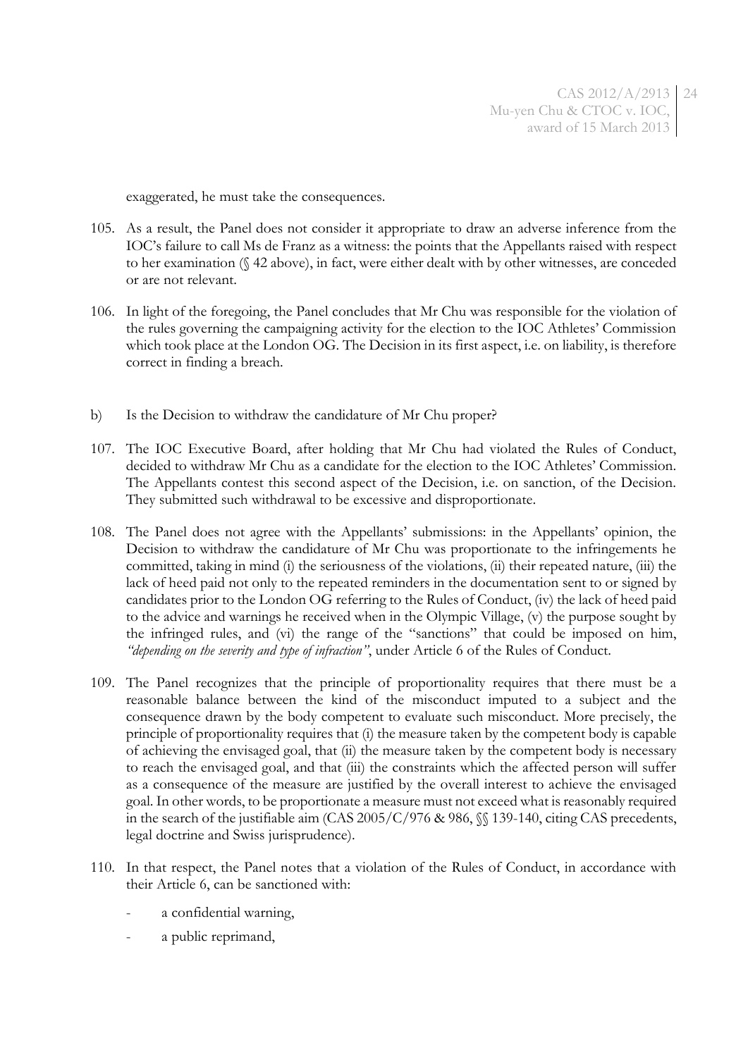exaggerated, he must take the consequences.

105. As a result, the Panel does not consider it appropriate to draw an adverse inference from the IOC's failure to call Ms de Franz as a witness: the points that the Appellants raised with respect to her examination (§ 42 above), in fact, were either dealt with by other witnesses, are conceded or are not relevant.

106. In light of the foregoing, the Panel concludes that Mr Chu was responsible for the violation of the rules governing the campaigning activity for the election to the IOC Athletes' Commission which took place at the London OG. The Decision in its first aspect, i.e. on liability, is therefore correct in finding a breach.

b) Is the Decision to withdraw the candidature of Mr Chu proper?

107. The IOC Executive Board, after holding that Mr Chu had violated the Rules of Conduct, decided to withdraw Mr Chu as a candidate for the election to the IOC Athletes' Commission. The Appellants contest this second aspect of the Decision, i.e. on sanction, of the Decision. They submitted such withdrawal to be excessive and disproportionate.

108. The Panel does not agree with the Appellants' submissions: in the Appellants' opinion, the Decision to withdraw the candidature of Mr Chu was proportionate to the infringements he committed, taking in mind (i) the seriousness of the violations, (ii) their repeated nature, (iii) the lack of heed paid not only to the repeated reminders in the documentation sent to or signed by candidates prior to the London OG referring to the Rules of Conduct, (iv) the lack of heed paid to the advice and warnings he received when in the Olympic Village, (v) the purpose sought by the infringed rules, and (vi) the range of the "sanctions" that could be imposed on him, *"depending on the severity and type of infraction"*, under Article 6 of the Rules of Conduct.

109. The Panel recognizes that the principle of proportionality requires that there must be a reasonable balance between the kind of the misconduct imputed to a subject and the consequence drawn by the body competent to evaluate such misconduct. More precisely, the principle of proportionality requires that (i) the measure taken by the competent body is capable of achieving the envisaged goal, that (ii) the measure taken by the competent body is necessary to reach the envisaged goal, and that (iii) the constraints which the affected person will suffer as a consequence of the measure are justified by the overall interest to achieve the envisaged goal. In other words, to be proportionate a measure must not exceed what is reasonably required in the search of the justifiable aim (CAS 2005/C/976 & 986, §§ 139-140, citing CAS precedents, legal doctrine and Swiss jurisprudence).

110. In that respect, the Panel notes that a violation of the Rules of Conduct, in accordance with their Article 6, can be sanctioned with:

- a confidential warning,
- a public reprimand,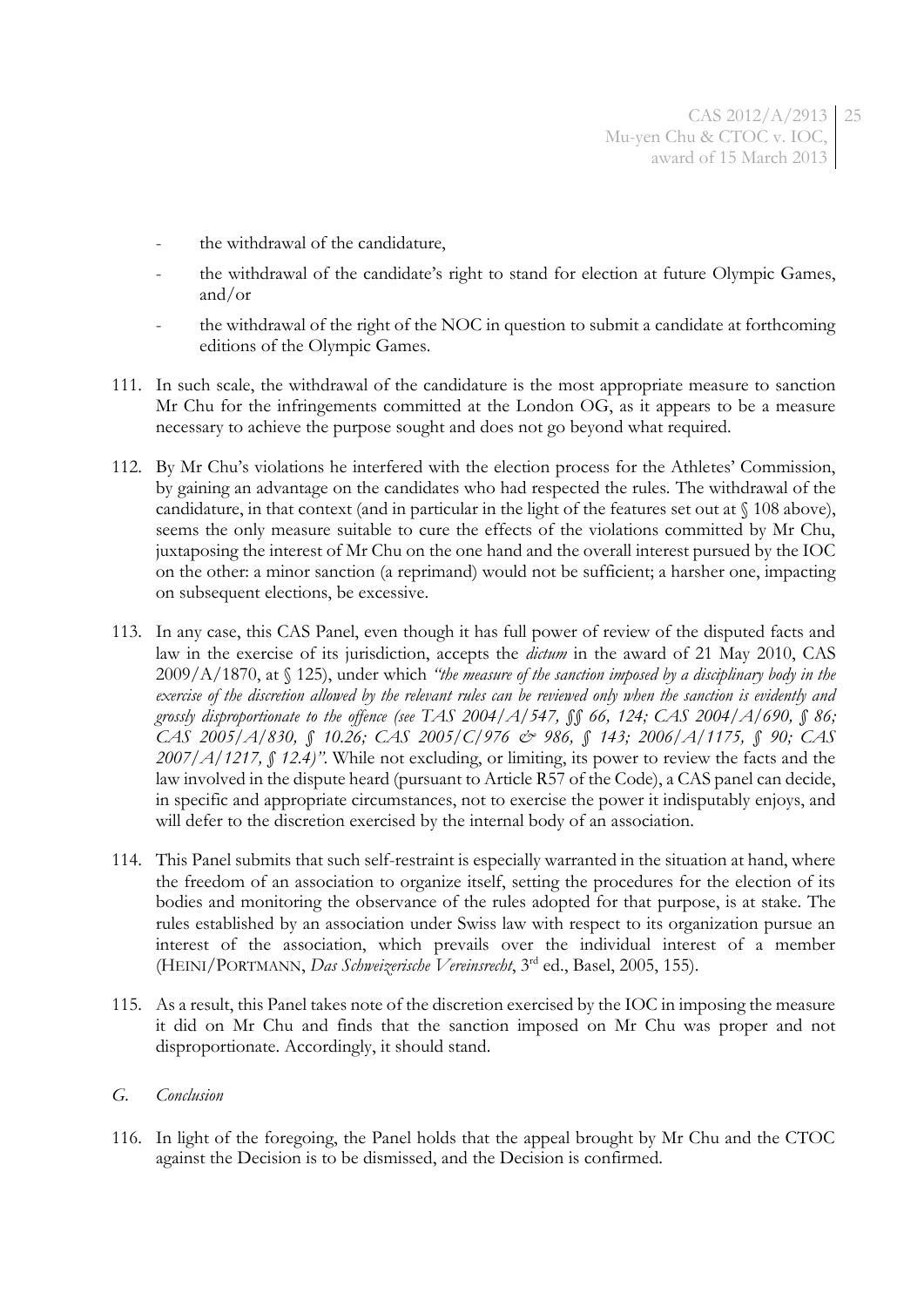- the withdrawal of the candidature,
- the withdrawal of the candidate's right to stand for election at future Olympic Games, and/or
- the withdrawal of the right of the NOC in question to submit a candidate at forthcoming editions of the Olympic Games.

111. In such scale, the withdrawal of the candidature is the most appropriate measure to sanction Mr Chu for the infringements committed at the London OG, as it appears to be a measure necessary to achieve the purpose sought and does not go beyond what required.

112. By Mr Chu's violations he interfered with the election process for the Athletes' Commission, by gaining an advantage on the candidates who had respected the rules. The withdrawal of the candidature, in that context (and in particular in the light of the features set out at § 108 above), seems the only measure suitable to cure the effects of the violations committed by Mr Chu, juxtaposing the interest of Mr Chu on the one hand and the overall interest pursued by the IOC on the other: a minor sanction (a reprimand) would not be sufficient; a harsher one, impacting on subsequent elections, be excessive.

113. In any case, this CAS Panel, even though it has full power of review of the disputed facts and law in the exercise of its jurisdiction, accepts the *dictum* in the award of 21 May 2010, CAS 2009/A/1870, at § 125), under which *"the measure of the sanction imposed by a disciplinary body in the exercise of the discretion allowed by the relevant rules can be reviewed only when the sanction is evidently and grossly disproportionate to the offence (see TAS 2004/A/547, §§ 66, 124; CAS 2004/A/690, § 86; CAS 2005/A/830, § 10.26; CAS 2005/C/976 & 986, § 143; 2006/A/1175, § 90; CAS 2007/A/1217, § 12.4)"*. While not excluding, or limiting, its power to review the facts and the law involved in the dispute heard (pursuant to Article R57 of the Code), a CAS panel can decide, in specific and appropriate circumstances, not to exercise the power it indisputably enjoys, and will defer to the discretion exercised by the internal body of an association.

114. This Panel submits that such self-restraint is especially warranted in the situation at hand, where the freedom of an association to organize itself, setting the procedures for the election of its bodies and monitoring the observance of the rules adopted for that purpose, is at stake. The rules established by an association under Swiss law with respect to its organization pursue an interest of the association, which prevails over the individual interest of a member (HEINI/PORTMANN, *Das Schweizerische Vereinsrecht*, 3rd ed., Basel, 2005, 155).

115. As a result, this Panel takes note of the discretion exercised by the IOC in imposing the measure it did on Mr Chu and finds that the sanction imposed on Mr Chu was proper and not disproportionate. Accordingly, it should stand.

### *G. Conclusion*

116. In light of the foregoing, the Panel holds that the appeal brought by Mr Chu and the CTOC against the Decision is to be dismissed, and the Decision is confirmed.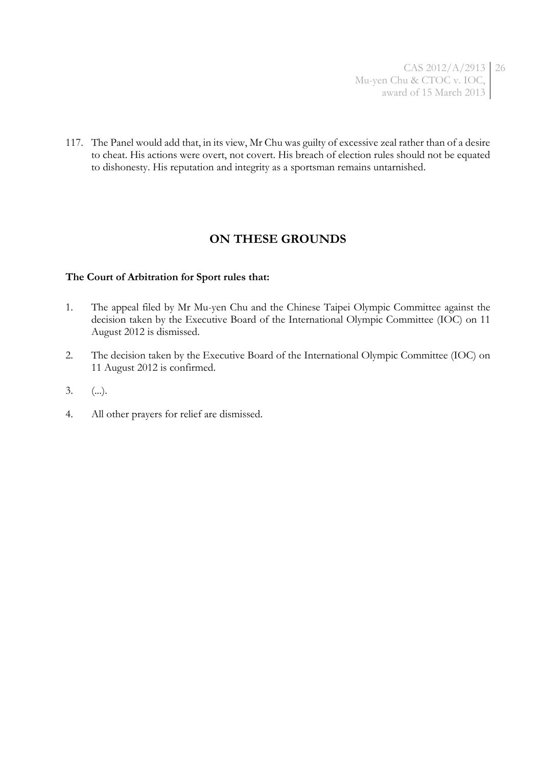117. The Panel would add that, in its view, Mr Chu was guilty of excessive zeal rather than of a desire to cheat. His actions were overt, not covert. His breach of election rules should not be equated to dishonesty. His reputation and integrity as a sportsman remains untarnished.

## ON THESE GROUNDS

**The Court of Arbitration for Sport rules that:**

1. The appeal filed by Mr Mu-yen Chu and the Chinese Taipei Olympic Committee against the decision taken by the Executive Board of the International Olympic Committee (IOC) on 11 August 2012 is dismissed.

2. The decision taken by the Executive Board of the International Olympic Committee (IOC) on 11 August 2012 is confirmed.

3. (...).

4. All other prayers for relief are dismissed.